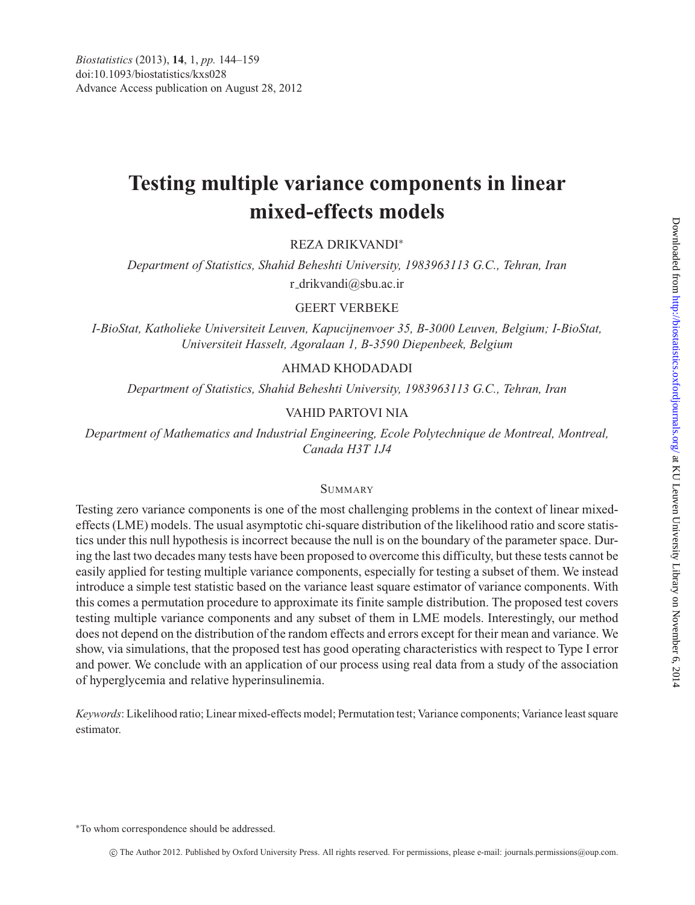Biostatistics (2013), **14**, 1, *pp.* 144–159
doi:10.1093/biostatistics/kxs028
Advance Access publication on August 28, 2012

# Testing multiple variance components in linear mixed-effects models

REZA DRIKVANDI*

*Department of Statistics, Shahid Beheshti University, 1983963113 G.C., Tehran, Iran*
r_drikvandi@sbu.ac.ir

GEERT VERBEKE

*I-BioStat, Katholieke Universiteit Leuven, Kapucijnenvoer 35, B-3000 Leuven, Belgium; I-BioStat, Universiteit Hasselt, Agoralaan 1, B-3590 Diepenbeek, Belgium*

AHMAD KHODADADI

*Department of Statistics, Shahid Beheshti University, 1983963113 G.C., Tehran, Iran*

VAHID PARTOVI NIA

*Department of Mathematics and Industrial Engineering, Ecole Polytechnique de Montreal, Montreal, Canada H3T 1J4*

## Summary

Testing zero variance components is one of the most challenging problems in the context of linear mixed-effects (LME) models. The usual asymptotic chi-square distribution of the likelihood ratio and score statistics under this null hypothesis is incorrect because the null is on the boundary of the parameter space. During the last two decades many tests have been proposed to overcome this difficulty, but these tests cannot be easily applied for testing multiple variance components, especially for testing a subset of them. We instead introduce a simple test statistic based on the variance least square estimator of variance components. With this comes a permutation procedure to approximate its finite sample distribution. The proposed test covers testing multiple variance components and any subset of them in LME models. Interestingly, our method does not depend on the distribution of the random effects and errors except for their mean and variance. We show, via simulations, that the proposed test has good operating characteristics with respect to Type I error and power. We conclude with an application of our process using real data from a study of the association of hyperglycemia and relative hyperinsulinemia.

*Keywords*: Likelihood ratio; Linear mixed-effects model; Permutation test; Variance components; Variance least square estimator.

*To whom correspondence should be addressed.

© The Author 2012. Published by Oxford University Press. All rights reserved. For permissions, please e-mail: journals.permissions@oup.com.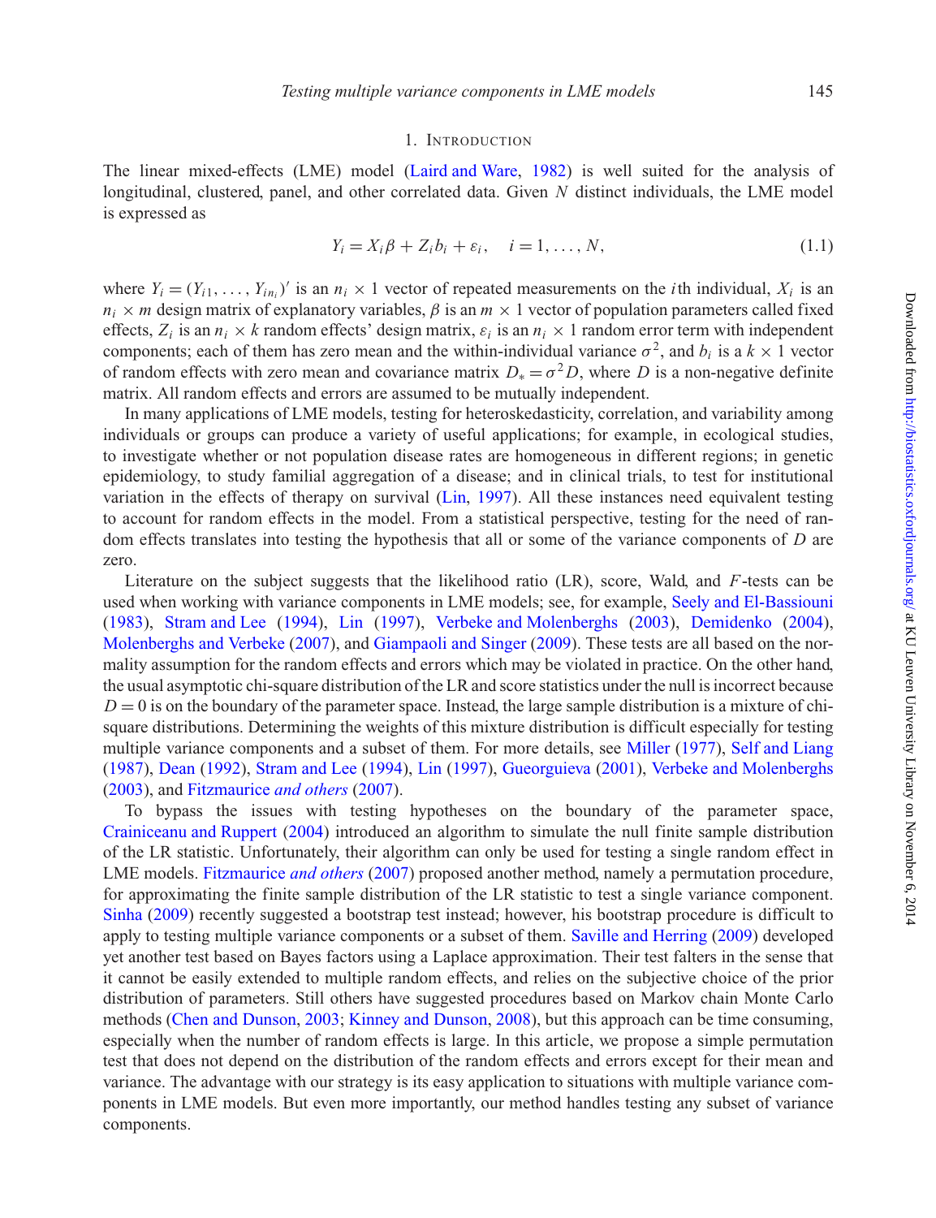## 1. Introduction

The linear mixed-effects (LME) model (Laird and Ware, 1982) is well suited for the analysis of longitudinal, clustered, panel, and other correlated data. Given $N$ distinct individuals, the LME model is expressed as

$$Y_i = X_i\beta + Z_i b_i + \varepsilon_i, \quad i = 1, \ldots, N, \tag{1.1}$$

where $Y_i = (Y_{i1}, \ldots, Y_{in_i})'$ is an $n_i \times 1$ vector of repeated measurements on the $i$th individual, $X_i$ is an $n_i \times m$ design matrix of explanatory variables, $\beta$ is an $m \times 1$ vector of population parameters called fixed effects, $Z_i$ is an $n_i \times k$ random effects' design matrix, $\varepsilon_i$ is an $n_i \times 1$ random error term with independent components; each of them has zero mean and the within-individual variance $\sigma^2$, and $b_i$ is a $k \times 1$ vector of random effects with zero mean and covariance matrix $D_* = \sigma^2 D$, where $D$ is a non-negative definite matrix. All random effects and errors are assumed to be mutually independent.

In many applications of LME models, testing for heteroskedasticity, correlation, and variability among individuals or groups can produce a variety of useful applications; for example, in ecological studies, to investigate whether or not population disease rates are homogeneous in different regions; in genetic epidemiology, to study familial aggregation of a disease; and in clinical trials, to test for institutional variation in the effects of therapy on survival (Lin, 1997). All these instances need equivalent testing to account for random effects in the model. From a statistical perspective, testing for the need of random effects translates into testing the hypothesis that all or some of the variance components of $D$ are zero.

Literature on the subject suggests that the likelihood ratio (LR), score, Wald, and $F$-tests can be used when working with variance components in LME models; see, for example, Seely and El-Bassiouni (1983), Stram and Lee (1994), Lin (1997), Verbeke and Molenberghs (2003), Demidenko (2004), Molenberghs and Verbeke (2007), and Giampaoli and Singer (2009). These tests are all based on the normality assumption for the random effects and errors which may be violated in practice. On the other hand, the usual asymptotic chi-square distribution of the LR and score statistics under the null is incorrect because $D = 0$ is on the boundary of the parameter space. Instead, the large sample distribution is a mixture of chi-square distributions. Determining the weights of this mixture distribution is difficult especially for testing multiple variance components and a subset of them. For more details, see Miller (1977), Self and Liang (1987), Dean (1992), Stram and Lee (1994), Lin (1997), Gueorguieva (2001), Verbeke and Molenberghs (2003), and Fitzmaurice *and others* (2007).

To bypass the issues with testing hypotheses on the boundary of the parameter space, Crainiceanu and Ruppert (2004) introduced an algorithm to simulate the null finite sample distribution of the LR statistic. Unfortunately, their algorithm can only be used for testing a single random effect in LME models. Fitzmaurice *and others* (2007) proposed another method, namely a permutation procedure, for approximating the finite sample distribution of the LR statistic to test a single variance component. Sinha (2009) recently suggested a bootstrap test instead; however, his bootstrap procedure is difficult to apply to testing multiple variance components or a subset of them. Saville and Herring (2009) developed yet another test based on Bayes factors using a Laplace approximation. Their test falters in the sense that it cannot be easily extended to multiple random effects, and relies on the subjective choice of the prior distribution of parameters. Still others have suggested procedures based on Markov chain Monte Carlo methods (Chen and Dunson, 2003; Kinney and Dunson, 2008), but this approach can be time consuming, especially when the number of random effects is large. In this article, we propose a simple permutation test that does not depend on the distribution of the random effects and errors except for their mean and variance. The advantage with our strategy is its easy application to situations with multiple variance components in LME models. But even more importantly, our method handles testing any subset of variance components.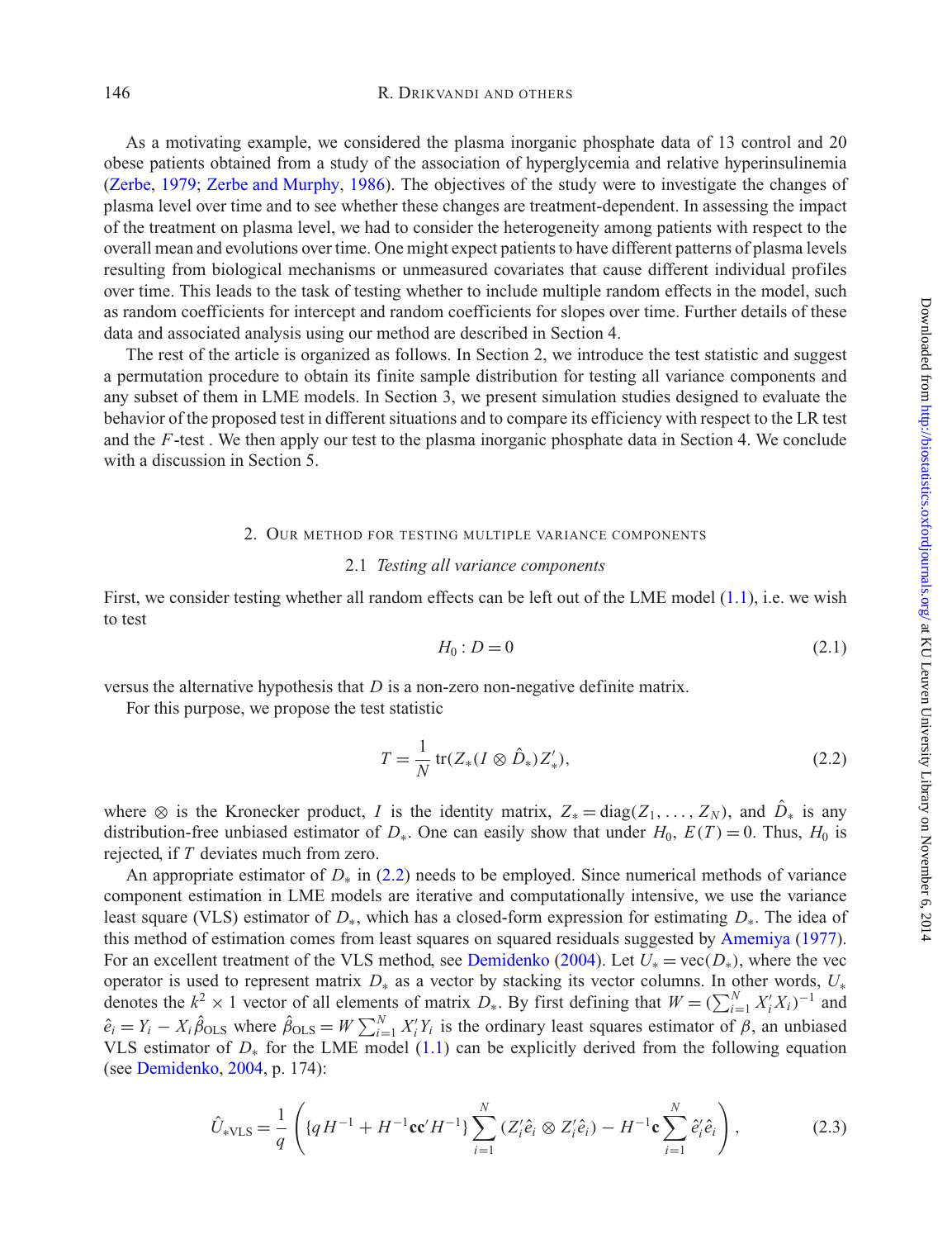As a motivating example, we considered the plasma inorganic phosphate data of 13 control and 20 obese patients obtained from a study of the association of hyperglycemia and relative hyperinsulinemia (Zerbe, 1979; Zerbe and Murphy, 1986). The objectives of the study were to investigate the changes of plasma level over time and to see whether these changes are treatment-dependent. In assessing the impact of the treatment on plasma level, we had to consider the heterogeneity among patients with respect to the overall mean and evolutions over time. One might expect patients to have different patterns of plasma levels resulting from biological mechanisms or unmeasured covariates that cause different individual profiles over time. This leads to the task of testing whether to include multiple random effects in the model, such as random coefficients for intercept and random coefficients for slopes over time. Further details of these data and associated analysis using our method are described in Section 4.

The rest of the article is organized as follows. In Section 2, we introduce the test statistic and suggest a permutation procedure to obtain its finite sample distribution for testing all variance components and any subset of them in LME models. In Section 3, we present simulation studies designed to evaluate the behavior of the proposed test in different situations and to compare its efficiency with respect to the LR test and the $F$-test . We then apply our test to the plasma inorganic phosphate data in Section 4. We conclude with a discussion in Section 5.

## 2. Our method for testing multiple variance components

### 2.1 *Testing all variance components*

First, we consider testing whether all random effects can be left out of the LME model (1.1), i.e. we wish to test

$$H_0 : D = 0 \tag{2.1}$$

versus the alternative hypothesis that $D$ is a non-zero non-negative definite matrix.

For this purpose, we propose the test statistic

$$T = \frac{1}{N} \operatorname{tr}(Z_*(I \otimes \hat{D}_*)Z_*'), \tag{2.2}$$

where $\otimes$ is the Kronecker product, $I$ is the identity matrix, $Z_* = \operatorname{diag}(Z_1, \ldots, Z_N)$, and $\hat{D}_*$ is any distribution-free unbiased estimator of $D_*$. One can easily show that under $H_0$, $E(T) = 0$. Thus, $H_0$ is rejected, if $T$ deviates much from zero.

An appropriate estimator of $D_*$ in (2.2) needs to be employed. Since numerical methods of variance component estimation in LME models are iterative and computationally intensive, we use the variance least square (VLS) estimator of $D_*$, which has a closed-form expression for estimating $D_*$. The idea of this method of estimation comes from least squares on squared residuals suggested by Amemiya (1977). For an excellent treatment of the VLS method, see Demidenko (2004). Let $U_* = \operatorname{vec}(D_*)$, where the vec operator is used to represent matrix $D_*$ as a vector by stacking its vector columns. In other words, $U_*$ denotes the $k^2 \times 1$ vector of all elements of matrix $D_*$. By first defining that $W = (\sum_{i=1}^{N} X_i' X_i)^{-1}$ and $\hat{e}_i = Y_i - X_i \hat{\beta}_{\text{OLS}}$ where $\hat{\beta}_{\text{OLS}} = W \sum_{i=1}^{N} X_i' Y_i$ is the ordinary least squares estimator of $\beta$, an unbiased VLS estimator of $D_*$ for the LME model (1.1) can be explicitly derived from the following equation (see Demidenko, 2004, p. 174):

$$\hat{U}_{*\text{VLS}} = \frac{1}{q} \left( \{q H^{-1} + H^{-1} \mathbf{c}\mathbf{c}' H^{-1}\} \sum_{i=1}^{N} (Z_i' \hat{e}_i \otimes Z_i' \hat{e}_i) - H^{-1} \mathbf{c} \sum_{i=1}^{N} \hat{e}_i' \hat{e}_i \right), \tag{2.3}$$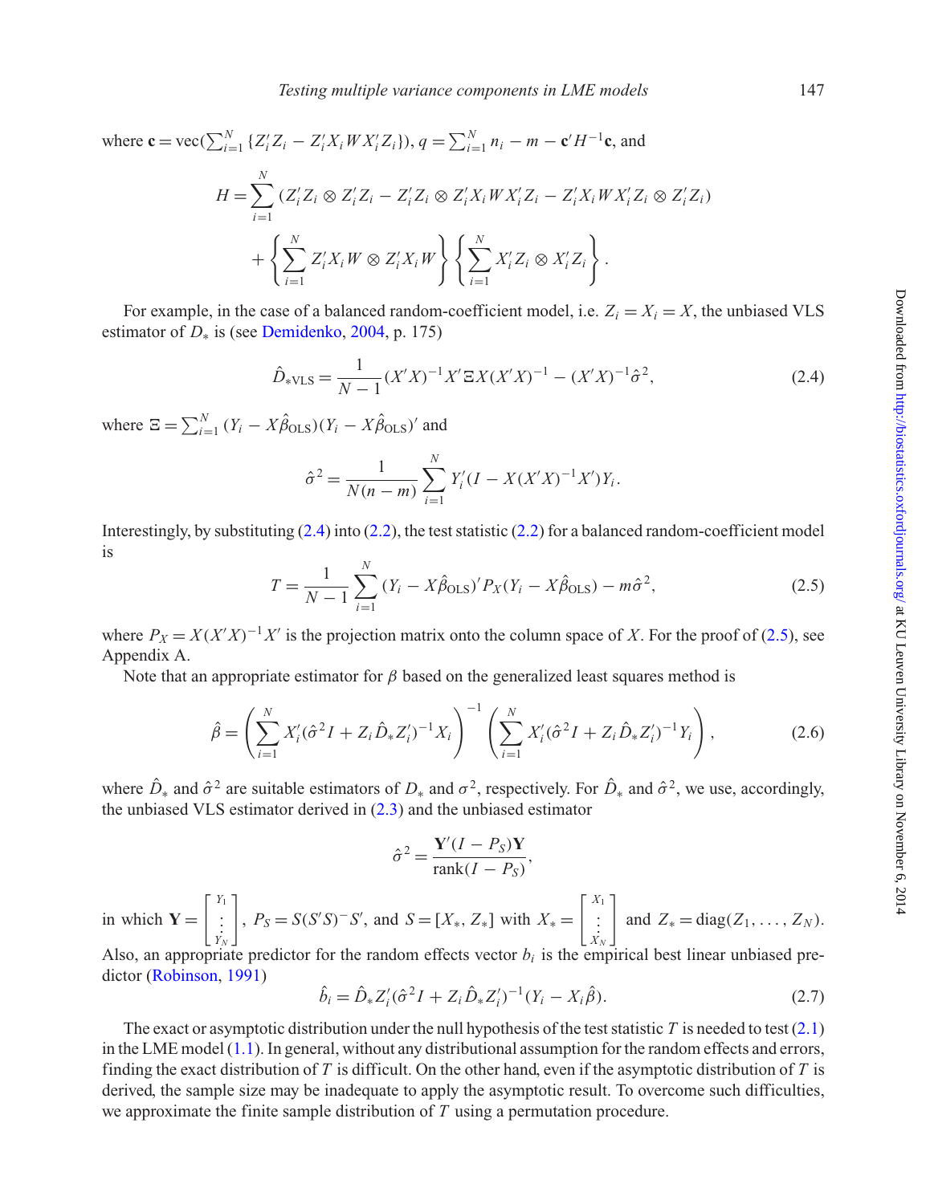where $\mathbf{c} = \text{vec}(\sum_{i=1}^{N} \{Z_i'Z_i - Z_i'X_iWX_i'Z_i\})$, $q = \sum_{i=1}^{N} n_i - m - \mathbf{c}'H^{-1}\mathbf{c}$, and

$$H = \sum_{i=1}^{N} (Z_i'Z_i \otimes Z_i'Z_i - Z_i'Z_i \otimes Z_i'X_iWX_i'Z_i - Z_i'X_iWX_i'Z_i \otimes Z_i'Z_i) + \left\{\sum_{i=1}^{N} Z_i'X_iW \otimes Z_i'X_iW\right\}\left\{\sum_{i=1}^{N} X_i'Z_i \otimes X_i'Z_i\right\}.$$

For example, in the case of a balanced random-coefficient model, i.e. $Z_i = X_i = X$, the unbiased VLS estimator of $D_*$ is (see Demidenko, 2004, p. 175)

$$\hat{D}_{*\text{VLS}} = \frac{1}{N-1}(X'X)^{-1}X'\Xi X(X'X)^{-1} - (X'X)^{-1}\hat{\sigma}^2, \tag{2.4}$$

where $\Xi = \sum_{i=1}^{N}(Y_i - X\hat{\beta}_{\text{OLS}})(Y_i - X\hat{\beta}_{\text{OLS}})'$ and

$$\hat{\sigma}^2 = \frac{1}{N(n-m)}\sum_{i=1}^{N} Y_i'(I - X(X'X)^{-1}X')Y_i.$$

Interestingly, by substituting (2.4) into (2.2), the test statistic (2.2) for a balanced random-coefficient model is

$$T = \frac{1}{N-1}\sum_{i=1}^{N}(Y_i - X\hat{\beta}_{\text{OLS}})'P_X(Y_i - X\hat{\beta}_{\text{OLS}}) - m\hat{\sigma}^2, \tag{2.5}$$

where $P_X = X(X'X)^{-1}X'$ is the projection matrix onto the column space of $X$. For the proof of (2.5), see Appendix A.

Note that an appropriate estimator for $\beta$ based on the generalized least squares method is

$$\hat{\beta} = \left(\sum_{i=1}^{N} X_i'(\hat{\sigma}^2 I + Z_i\hat{D}_*Z_i')^{-1}X_i\right)^{-1}\left(\sum_{i=1}^{N} X_i'(\hat{\sigma}^2 I + Z_i\hat{D}_*Z_i')^{-1}Y_i\right), \tag{2.6}$$

where $\hat{D}_*$ and $\hat{\sigma}^2$ are suitable estimators of $D_*$ and $\sigma^2$, respectively. For $\hat{D}_*$ and $\hat{\sigma}^2$, we use, accordingly, the unbiased VLS estimator derived in (2.3) and the unbiased estimator

$$\hat{\sigma}^2 = \frac{\mathbf{Y}'(I - P_S)\mathbf{Y}}{\text{rank}(I - P_S)},$$

in which $\mathbf{Y} = \begin{bmatrix} Y_1 \\ \vdots \\ Y_N \end{bmatrix}$, $P_S = S(S'S)^{-}S'$, and $S = [X_*, Z_*]$ with $X_* = \begin{bmatrix} X_1 \\ \vdots \\ X_N \end{bmatrix}$ and $Z_* = \text{diag}(Z_1, \ldots, Z_N)$. Also, an appropriate predictor for the random effects vector $b_i$ is the empirical best linear unbiased predictor (Robinson, 1991)

$$\hat{b}_i = \hat{D}_*Z_i'(\hat{\sigma}^2 I + Z_i\hat{D}_*Z_i')^{-1}(Y_i - X_i\hat{\beta}). \tag{2.7}$$

The exact or asymptotic distribution under the null hypothesis of the test statistic $T$ is needed to test (2.1) in the LME model (1.1). In general, without any distributional assumption for the random effects and errors, finding the exact distribution of $T$ is difficult. On the other hand, even if the asymptotic distribution of $T$ is derived, the sample size may be inadequate to apply the asymptotic result. To overcome such difficulties, we approximate the finite sample distribution of $T$ using a permutation procedure.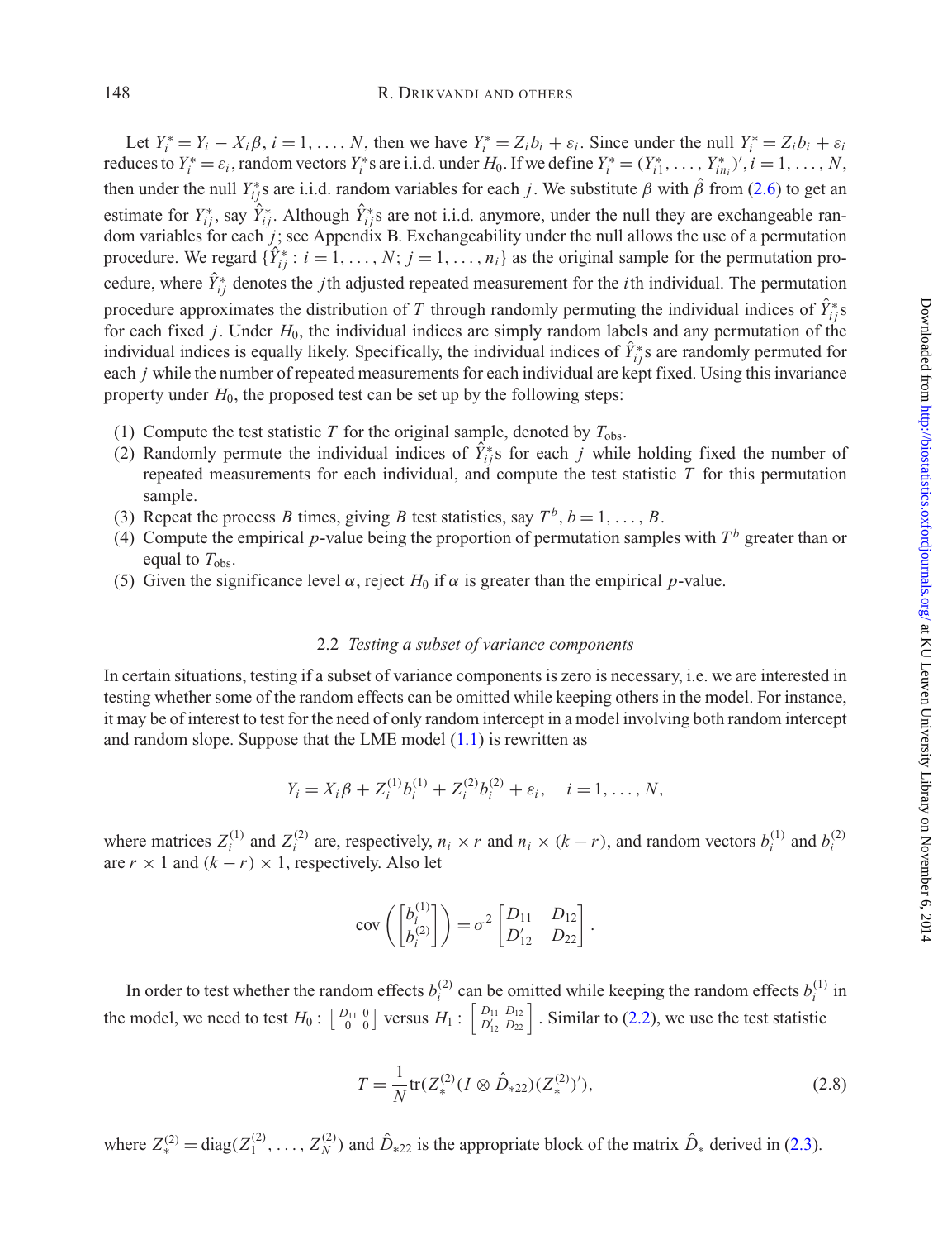Let $Y_i^* = Y_i - X_i\beta$, $i = 1, \ldots, N$, then we have $Y_i^* = Z_i b_i + \varepsilon_i$. Since under the null $Y_i^* = Z_i b_i + \varepsilon_i$ reduces to $Y_i^* = \varepsilon_i$, random vectors $Y_i^*$s are i.i.d. under $H_0$. If we define $Y_i^* = (Y_{i1}^*, \ldots, Y_{in_i}^*)'$, $i = 1, \ldots, N$, then under the null $Y_{ij}^*$s are i.i.d. random variables for each $j$. We substitute $\beta$ with $\hat{\beta}$ from (2.6) to get an estimate for $Y_{ij}^*$, say $\hat{Y}_{ij}^*$. Although $\hat{Y}_{ij}^*$s are not i.i.d. anymore, under the null they are exchangeable random variables for each $j$; see Appendix B. Exchangeability under the null allows the use of a permutation procedure. We regard $\{\hat{Y}_{ij}^* : i = 1, \ldots, N;\ j = 1, \ldots, n_i\}$ as the original sample for the permutation procedure, where $\hat{Y}_{ij}^*$ denotes the $j$th adjusted repeated measurement for the $i$th individual. The permutation procedure approximates the distribution of $T$ through randomly permuting the individual indices of $\hat{Y}_{ij}^*$s for each fixed $j$. Under $H_0$, the individual indices are simply random labels and any permutation of the individual indices is equally likely. Specifically, the individual indices of $\hat{Y}_{ij}^*$s are randomly permuted for each $j$ while the number of repeated measurements for each individual are kept fixed. Using this invariance property under $H_0$, the proposed test can be set up by the following steps:

1. Compute the test statistic $T$ for the original sample, denoted by $T_{\text{obs}}$.
2. Randomly permute the individual indices of $\hat{Y}_{ij}^*$s for each $j$ while holding fixed the number of repeated measurements for each individual, and compute the test statistic $T$ for this permutation sample.
3. Repeat the process $B$ times, giving $B$ test statistics, say $T^b$, $b = 1, \ldots, B$.
4. Compute the empirical $p$-value being the proportion of permutation samples with $T^b$ greater than or equal to $T_{\text{obs}}$.
5. Given the significance level $\alpha$, reject $H_0$ if $\alpha$ is greater than the empirical $p$-value.

### 2.2 *Testing a subset of variance components*

In certain situations, testing if a subset of variance components is zero is necessary, i.e. we are interested in testing whether some of the random effects can be omitted while keeping others in the model. For instance, it may be of interest to test for the need of only random intercept in a model involving both random intercept and random slope. Suppose that the LME model (1.1) is rewritten as

$$Y_i = X_i\beta + Z_i^{(1)} b_i^{(1)} + Z_i^{(2)} b_i^{(2)} + \varepsilon_i, \quad i = 1, \ldots, N,$$

where matrices $Z_i^{(1)}$ and $Z_i^{(2)}$ are, respectively, $n_i \times r$ and $n_i \times (k - r)$, and random vectors $b_i^{(1)}$ and $b_i^{(2)}$ are $r \times 1$ and $(k - r) \times 1$, respectively. Also let

$$\operatorname{cov}\left(\begin{bmatrix} b_i^{(1)} \\ b_i^{(2)} \end{bmatrix}\right) = \sigma^2 \begin{bmatrix} D_{11} & D_{12} \\ D_{12}' & D_{22} \end{bmatrix}.$$

In order to test whether the random effects $b_i^{(2)}$ can be omitted while keeping the random effects $b_i^{(1)}$ in the model, we need to test $H_0 : \begin{bmatrix} D_{11} & 0 \\ 0 & 0 \end{bmatrix}$ versus $H_1 : \begin{bmatrix} D_{11} & D_{12} \\ D_{12}' & D_{22} \end{bmatrix}$. Similar to (2.2), we use the test statistic

$$T = \frac{1}{N} \operatorname{tr}(Z_*^{(2)} (I \otimes \hat{D}_{*22}) (Z_*^{(2)})'), \tag{2.8}$$

where $Z_*^{(2)} = \operatorname{diag}(Z_1^{(2)}, \ldots, Z_N^{(2)})$ and $\hat{D}_{*22}$ is the appropriate block of the matrix $\hat{D}_*$ derived in (2.3).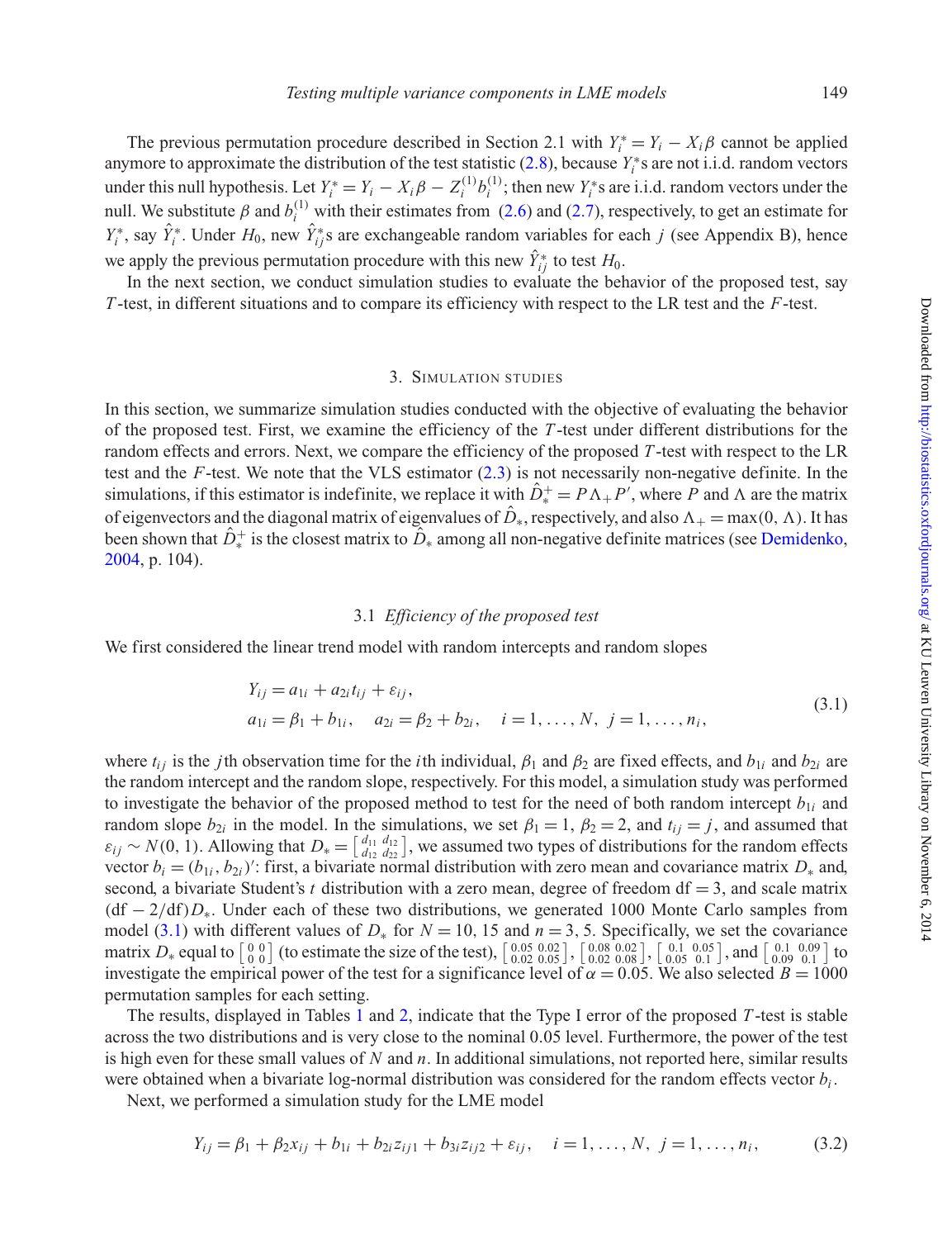The previous permutation procedure described in Section 2.1 with $Y_i^* = Y_i - X_i\beta$ cannot be applied anymore to approximate the distribution of the test statistic (2.8), because $Y_i^*$s are not i.i.d. random vectors under this null hypothesis. Let $Y_i^* = Y_i - X_i\beta - Z_i^{(1)}b_i^{(1)}$; then new $Y_i^*$s are i.i.d. random vectors under the null. We substitute $\beta$ and $b_i^{(1)}$ with their estimates from (2.6) and (2.7), respectively, to get an estimate for $Y_i^*$, say $\hat{Y}_i^*$. Under $H_0$, new $\hat{Y}_{ij}^*$s are exchangeable random variables for each $j$ (see Appendix B), hence we apply the previous permutation procedure with this new $\hat{Y}_{ij}^*$ to test $H_0$.

In the next section, we conduct simulation studies to evaluate the behavior of the proposed test, say $T$-test, in different situations and to compare its efficiency with respect to the LR test and the $F$-test.

## 3. Simulation studies

In this section, we summarize simulation studies conducted with the objective of evaluating the behavior of the proposed test. First, we examine the efficiency of the $T$-test under different distributions for the random effects and errors. Next, we compare the efficiency of the proposed $T$-test with respect to the LR test and the $F$-test. We note that the VLS estimator (2.3) is not necessarily non-negative definite. In the simulations, if this estimator is indefinite, we replace it with $\hat{D}_*^+ = P\Lambda_+P'$, where $P$ and $\Lambda$ are the matrix of eigenvectors and the diagonal matrix of eigenvalues of $\hat{D}_*$, respectively, and also $\Lambda_+ = \max(0, \Lambda)$. It has been shown that $\hat{D}_*^+$ is the closest matrix to $\hat{D}_*$ among all non-negative definite matrices (see Demidenko, 2004, p. 104).

### 3.1 *Efficiency of the proposed test*

We first considered the linear trend model with random intercepts and random slopes

$$
\begin{aligned}
&Y_{ij} = a_{1i} + a_{2i}t_{ij} + \varepsilon_{ij}, \\
&a_{1i} = \beta_1 + b_{1i}, \quad a_{2i} = \beta_2 + b_{2i}, \quad i = 1, \ldots, N, \; j = 1, \ldots, n_i,
\end{aligned}
\tag{3.1}
$$

where $t_{ij}$ is the $j$th observation time for the $i$th individual, $\beta_1$ and $\beta_2$ are fixed effects, and $b_{1i}$ and $b_{2i}$ are the random intercept and the random slope, respectively. For this model, a simulation study was performed to investigate the behavior of the proposed method to test for the need of both random intercept $b_{1i}$ and random slope $b_{2i}$ in the model. In the simulations, we set $\beta_1 = 1$, $\beta_2 = 2$, and $t_{ij} = j$, and assumed that $\varepsilon_{ij} \sim N(0, 1)$. Allowing that $D_* = \left[\begin{smallmatrix} d_{11} & d_{12} \\ d_{12} & d_{22} \end{smallmatrix}\right]$, we assumed two types of distributions for the random effects vector $b_i = (b_{1i}, b_{2i})'$: first, a bivariate normal distribution with zero mean and covariance matrix $D_*$ and, second, a bivariate Student's $t$ distribution with a zero mean, degree of freedom df $= 3$, and scale matrix $(\text{df} - 2/\text{df})D_*$. Under each of these two distributions, we generated 1000 Monte Carlo samples from model (3.1) with different values of $D_*$ for $N = 10$, 15 and $n = 3$, 5. Specifically, we set the covariance matrix $D_*$ equal to $\left[\begin{smallmatrix} 0 & 0 \\ 0 & 0 \end{smallmatrix}\right]$ (to estimate the size of the test), $\left[\begin{smallmatrix} 0.05 & 0.02 \\ 0.02 & 0.05 \end{smallmatrix}\right]$, $\left[\begin{smallmatrix} 0.08 & 0.02 \\ 0.02 & 0.08 \end{smallmatrix}\right]$, $\left[\begin{smallmatrix} 0.1 & 0.05 \\ 0.05 & 0.1 \end{smallmatrix}\right]$, and $\left[\begin{smallmatrix} 0.1 & 0.09 \\ 0.09 & 0.1 \end{smallmatrix}\right]$ to investigate the empirical power of the test for a significance level of $\alpha = 0.05$. We also selected $B = 1000$ permutation samples for each setting.

The results, displayed in Tables 1 and 2, indicate that the Type I error of the proposed $T$-test is stable across the two distributions and is very close to the nominal 0.05 level. Furthermore, the power of the test is high even for these small values of $N$ and $n$. In additional simulations, not reported here, similar results were obtained when a bivariate log-normal distribution was considered for the random effects vector $b_i$.

Next, we performed a simulation study for the LME model

$$
Y_{ij} = \beta_1 + \beta_2 x_{ij} + b_{1i} + b_{2i}z_{ij1} + b_{3i}z_{ij2} + \varepsilon_{ij}, \quad i = 1, \ldots, N, \; j = 1, \ldots, n_i,
\tag{3.2}
$$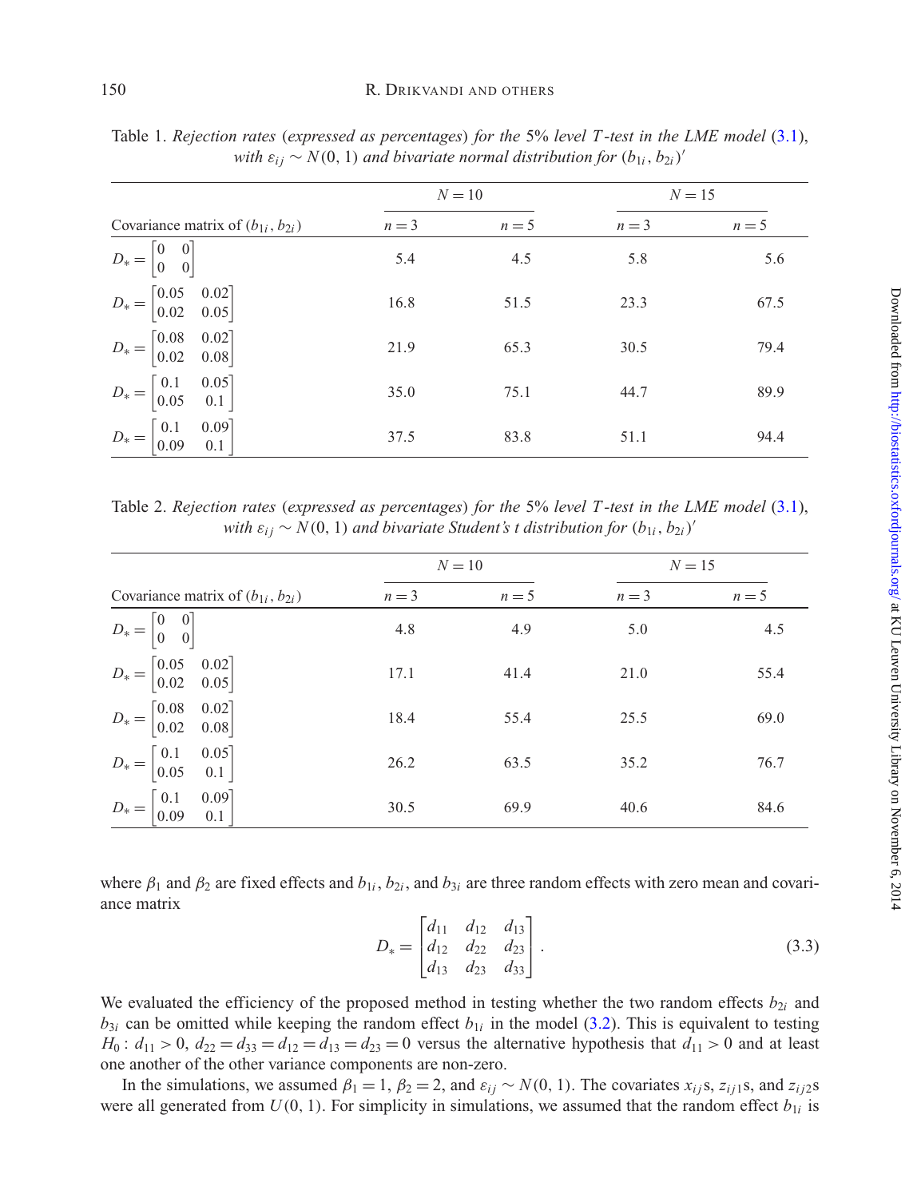Table 1. *Rejection rates (expressed as percentages) for the* 5% *level* $T$*-test in the LME model* (3.1), *with* $\varepsilon_{ij} \sim N(0, 1)$ *and bivariate normal distribution for* $(b_{1i}, b_{2i})'$

| | $N = 10$ | | $N = 15$ | |
|---|---|---|---|---|
| Covariance matrix of $(b_{1i}, b_{2i})$ | $n = 3$ | $n = 5$ | $n = 3$ | $n = 5$ |
| $D_* = \begin{bmatrix} 0 & 0 \\ 0 & 0 \end{bmatrix}$ | 5.4 | 4.5 | 5.8 | 5.6 |
| $D_* = \begin{bmatrix} 0.05 & 0.02 \\ 0.02 & 0.05 \end{bmatrix}$ | 16.8 | 51.5 | 23.3 | 67.5 |
| $D_* = \begin{bmatrix} 0.08 & 0.02 \\ 0.02 & 0.08 \end{bmatrix}$ | 21.9 | 65.3 | 30.5 | 79.4 |
| $D_* = \begin{bmatrix} 0.1 & 0.05 \\ 0.05 & 0.1 \end{bmatrix}$ | 35.0 | 75.1 | 44.7 | 89.9 |
| $D_* = \begin{bmatrix} 0.1 & 0.09 \\ 0.09 & 0.1 \end{bmatrix}$ | 37.5 | 83.8 | 51.1 | 94.4 |

Table 2. *Rejection rates (expressed as percentages) for the* 5% *level* $T$*-test in the LME model* (3.1), *with* $\varepsilon_{ij} \sim N(0, 1)$ *and bivariate Student's t distribution for* $(b_{1i}, b_{2i})'$

| | $N = 10$ | | $N = 15$ | |
|---|---|---|---|---|
| Covariance matrix of $(b_{1i}, b_{2i})$ | $n = 3$ | $n = 5$ | $n = 3$ | $n = 5$ |
| $D_* = \begin{bmatrix} 0 & 0 \\ 0 & 0 \end{bmatrix}$ | 4.8 | 4.9 | 5.0 | 4.5 |
| $D_* = \begin{bmatrix} 0.05 & 0.02 \\ 0.02 & 0.05 \end{bmatrix}$ | 17.1 | 41.4 | 21.0 | 55.4 |
| $D_* = \begin{bmatrix} 0.08 & 0.02 \\ 0.02 & 0.08 \end{bmatrix}$ | 18.4 | 55.4 | 25.5 | 69.0 |
| $D_* = \begin{bmatrix} 0.1 & 0.05 \\ 0.05 & 0.1 \end{bmatrix}$ | 26.2 | 63.5 | 35.2 | 76.7 |
| $D_* = \begin{bmatrix} 0.1 & 0.09 \\ 0.09 & 0.1 \end{bmatrix}$ | 30.5 | 69.9 | 40.6 | 84.6 |

where $\beta_1$ and $\beta_2$ are fixed effects and $b_{1i}$, $b_{2i}$, and $b_{3i}$ are three random effects with zero mean and covariance matrix

$$D_* = \begin{bmatrix} d_{11} & d_{12} & d_{13} \\ d_{12} & d_{22} & d_{23} \\ d_{13} & d_{23} & d_{33} \end{bmatrix}. \tag{3.3}$$

We evaluated the efficiency of the proposed method in testing whether the two random effects $b_{2i}$ and $b_{3i}$ can be omitted while keeping the random effect $b_{1i}$ in the model (3.2). This is equivalent to testing $H_0: d_{11} > 0,\ d_{22} = d_{33} = d_{12} = d_{13} = d_{23} = 0$ versus the alternative hypothesis that $d_{11} > 0$ and at least one another of the other variance components are non-zero.

In the simulations, we assumed $\beta_1 = 1$, $\beta_2 = 2$, and $\varepsilon_{ij} \sim N(0, 1)$. The covariates $x_{ij}$s, $z_{ij1}$s, and $z_{ij2}$s were all generated from $U(0, 1)$. For simplicity in simulations, we assumed that the random effect $b_{1i}$ is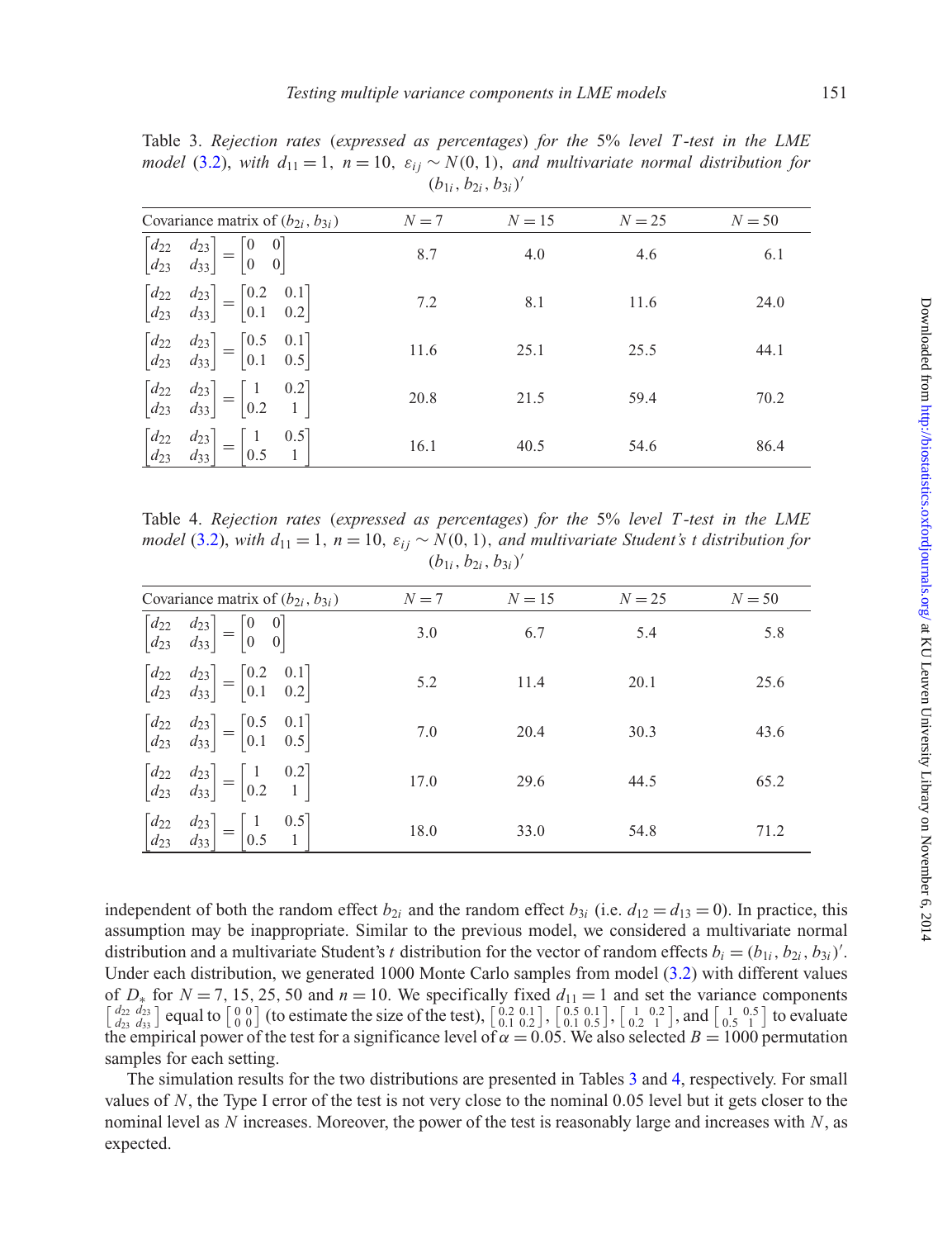Table 3. *Rejection rates (expressed as percentages) for the* 5% *level* $T$*-test in the LME model* (3.2), *with* $d_{11} = 1$, $n = 10$, $\varepsilon_{ij} \sim N(0, 1)$, *and multivariate normal distribution for* $(b_{1i}, b_{2i}, b_{3i})'$

| Covariance matrix of $(b_{2i}, b_{3i})$ | $N = 7$ | $N = 15$ | $N = 25$ | $N = 50$ |
|---|---|---|---|---|
| $\begin{bmatrix} d_{22} & d_{23} \\ d_{23} & d_{33} \end{bmatrix} = \begin{bmatrix} 0 & 0 \\ 0 & 0 \end{bmatrix}$ | 8.7 | 4.0 | 4.6 | 6.1 |
| $\begin{bmatrix} d_{22} & d_{23} \\ d_{23} & d_{33} \end{bmatrix} = \begin{bmatrix} 0.2 & 0.1 \\ 0.1 & 0.2 \end{bmatrix}$ | 7.2 | 8.1 | 11.6 | 24.0 |
| $\begin{bmatrix} d_{22} & d_{23} \\ d_{23} & d_{33} \end{bmatrix} = \begin{bmatrix} 0.5 & 0.1 \\ 0.1 & 0.5 \end{bmatrix}$ | 11.6 | 25.1 | 25.5 | 44.1 |
| $\begin{bmatrix} d_{22} & d_{23} \\ d_{23} & d_{33} \end{bmatrix} = \begin{bmatrix} 1 & 0.2 \\ 0.2 & 1 \end{bmatrix}$ | 20.8 | 21.5 | 59.4 | 70.2 |
| $\begin{bmatrix} d_{22} & d_{23} \\ d_{23} & d_{33} \end{bmatrix} = \begin{bmatrix} 1 & 0.5 \\ 0.5 & 1 \end{bmatrix}$ | 16.1 | 40.5 | 54.6 | 86.4 |

Table 4. *Rejection rates (expressed as percentages) for the* 5% *level* $T$*-test in the LME model* (3.2), *with* $d_{11} = 1$, $n = 10$, $\varepsilon_{ij} \sim N(0, 1)$, *and multivariate Student's t distribution for* $(b_{1i}, b_{2i}, b_{3i})'$

| Covariance matrix of $(b_{2i}, b_{3i})$ | $N = 7$ | $N = 15$ | $N = 25$ | $N = 50$ |
|---|---|---|---|---|
| $\begin{bmatrix} d_{22} & d_{23} \\ d_{23} & d_{33} \end{bmatrix} = \begin{bmatrix} 0 & 0 \\ 0 & 0 \end{bmatrix}$ | 3.0 | 6.7 | 5.4 | 5.8 |
| $\begin{bmatrix} d_{22} & d_{23} \\ d_{23} & d_{33} \end{bmatrix} = \begin{bmatrix} 0.2 & 0.1 \\ 0.1 & 0.2 \end{bmatrix}$ | 5.2 | 11.4 | 20.1 | 25.6 |
| $\begin{bmatrix} d_{22} & d_{23} \\ d_{23} & d_{33} \end{bmatrix} = \begin{bmatrix} 0.5 & 0.1 \\ 0.1 & 0.5 \end{bmatrix}$ | 7.0 | 20.4 | 30.3 | 43.6 |
| $\begin{bmatrix} d_{22} & d_{23} \\ d_{23} & d_{33} \end{bmatrix} = \begin{bmatrix} 1 & 0.2 \\ 0.2 & 1 \end{bmatrix}$ | 17.0 | 29.6 | 44.5 | 65.2 |
| $\begin{bmatrix} d_{22} & d_{23} \\ d_{23} & d_{33} \end{bmatrix} = \begin{bmatrix} 1 & 0.5 \\ 0.5 & 1 \end{bmatrix}$ | 18.0 | 33.0 | 54.8 | 71.2 |

independent of both the random effect $b_{2i}$ and the random effect $b_{3i}$ (i.e. $d_{12} = d_{13} = 0$). In practice, this assumption may be inappropriate. Similar to the previous model, we considered a multivariate normal distribution and a multivariate Student's $t$ distribution for the vector of random effects $b_i = (b_{1i}, b_{2i}, b_{3i})'$. Under each distribution, we generated 1000 Monte Carlo samples from model (3.2) with different values of $D_*$ for $N = 7, 15, 25, 50$ and $n = 10$. We specifically fixed $d_{11} = 1$ and set the variance components $\left[\begin{smallmatrix} d_{22} & d_{23} \\ d_{23} & d_{33} \end{smallmatrix}\right]$ equal to $\left[\begin{smallmatrix} 0 & 0 \\ 0 & 0 \end{smallmatrix}\right]$ (to estimate the size of the test), $\left[\begin{smallmatrix} 0.2 & 0.1 \\ 0.1 & 0.2 \end{smallmatrix}\right]$, $\left[\begin{smallmatrix} 0.5 & 0.1 \\ 0.1 & 0.5 \end{smallmatrix}\right]$, $\left[\begin{smallmatrix} 1 & 0.2 \\ 0.2 & 1 \end{smallmatrix}\right]$, and $\left[\begin{smallmatrix} 1 & 0.5 \\ 0.5 & 1 \end{smallmatrix}\right]$ to evaluate the empirical power of the test for a significance level of $\alpha = 0.05$. We also selected $B = 1000$ permutation samples for each setting.

The simulation results for the two distributions are presented in Tables 3 and 4, respectively. For small values of $N$, the Type I error of the test is not very close to the nominal 0.05 level but it gets closer to the nominal level as $N$ increases. Moreover, the power of the test is reasonably large and increases with $N$, as expected.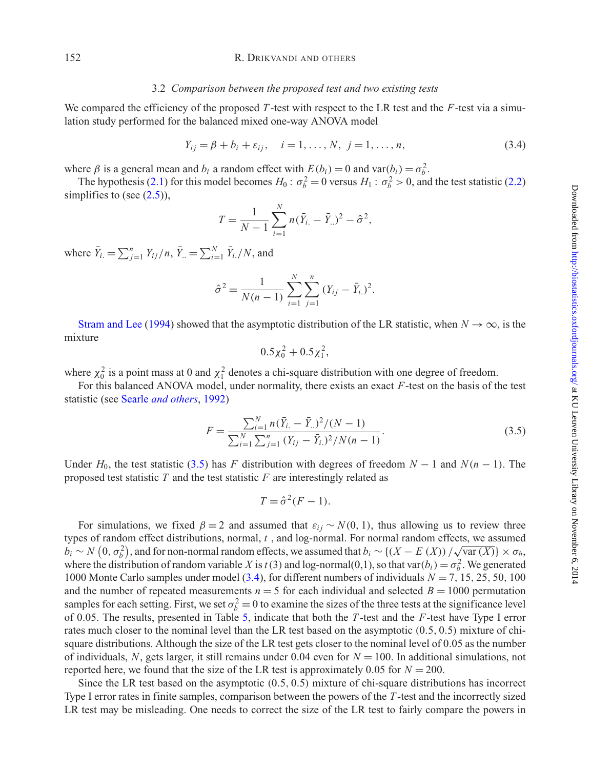### 3.2 *Comparison between the proposed test and two existing tests*

We compared the efficiency of the proposed $T$-test with respect to the LR test and the $F$-test via a simulation study performed for the balanced mixed one-way ANOVA model

$$Y_{ij} = \beta + b_i + \varepsilon_{ij}, \quad i = 1, \ldots, N, \; j = 1, \ldots, n, \tag{3.4}$$

where $\beta$ is a general mean and $b_i$ a random effect with $E(b_i) = 0$ and $\text{var}(b_i) = \sigma_b^2$.

The hypothesis (2.1) for this model becomes $H_0 : \sigma_b^2 = 0$ versus $H_1 : \sigma_b^2 > 0$, and the test statistic (2.2) simplifies to (see (2.5)),

$$T = \frac{1}{N-1} \sum_{i=1}^{N} n(\bar{Y}_{i.} - \bar{Y}_{..})^2 - \hat{\sigma}^2,$$

where $\bar{Y}_{i.} = \sum_{j=1}^{n} Y_{ij}/n$, $\bar{Y}_{..} = \sum_{i=1}^{N} \bar{Y}_{i.}/N$, and

$$\hat{\sigma}^2 = \frac{1}{N(n-1)} \sum_{i=1}^{N} \sum_{j=1}^{n} (Y_{ij} - \bar{Y}_{i.})^2.$$

Stram and Lee (1994) showed that the asymptotic distribution of the LR statistic, when $N \to \infty$, is the mixture

$$0.5\chi_0^2 + 0.5\chi_1^2,$$

where $\chi_0^2$ is a point mass at 0 and $\chi_1^2$ denotes a chi-square distribution with one degree of freedom.

For this balanced ANOVA model, under normality, there exists an exact $F$-test on the basis of the test statistic (see Searle *and others*, 1992)

$$F = \frac{\sum_{i=1}^{N} n(\bar{Y}_{i.} - \bar{Y}_{..})^2/(N-1)}{\sum_{i=1}^{N} \sum_{j=1}^{n} (Y_{ij} - \bar{Y}_{i.})^2/N(n-1)}. \tag{3.5}$$

Under $H_0$, the test statistic (3.5) has $F$ distribution with degrees of freedom $N-1$ and $N(n-1)$. The proposed test statistic $T$ and the test statistic $F$ are interestingly related as

$$T = \hat{\sigma}^2(F - 1).$$

For simulations, we fixed $\beta = 2$ and assumed that $\varepsilon_{ij} \sim N(0, 1)$, thus allowing us to review three types of random effect distributions, normal, $t$ , and log-normal. For normal random effects, we assumed $b_i \sim N\left(0, \sigma_b^2\right)$, and for non-normal random effects, we assumed that $b_i \sim \{(X - E(X)) / \sqrt{\text{var}(X)}\} \times \sigma_b$, where the distribution of random variable $X$ is $t(3)$ and log-normal(0,1), so that $\text{var}(b_i) = \sigma_b^2$. We generated 1000 Monte Carlo samples under model (3.4), for different numbers of individuals $N = 7, 15, 25, 50, 100$ and the number of repeated measurements $n = 5$ for each individual and selected $B = 1000$ permutation samples for each setting. First, we set $\sigma_b^2 = 0$ to examine the sizes of the three tests at the significance level of 0.05. The results, presented in Table 5, indicate that both the $T$-test and the $F$-test have Type I error rates much closer to the nominal level than the LR test based on the asymptotic (0.5, 0.5) mixture of chi-square distributions. Although the size of the LR test gets closer to the nominal level of 0.05 as the number of individuals, $N$, gets larger, it still remains under 0.04 even for $N = 100$. In additional simulations, not reported here, we found that the size of the LR test is approximately 0.05 for $N = 200$.

Since the LR test based on the asymptotic (0.5, 0.5) mixture of chi-square distributions has incorrect Type I error rates in finite samples, comparison between the powers of the $T$-test and the incorrectly sized LR test may be misleading. One needs to correct the size of the LR test to fairly compare the powers in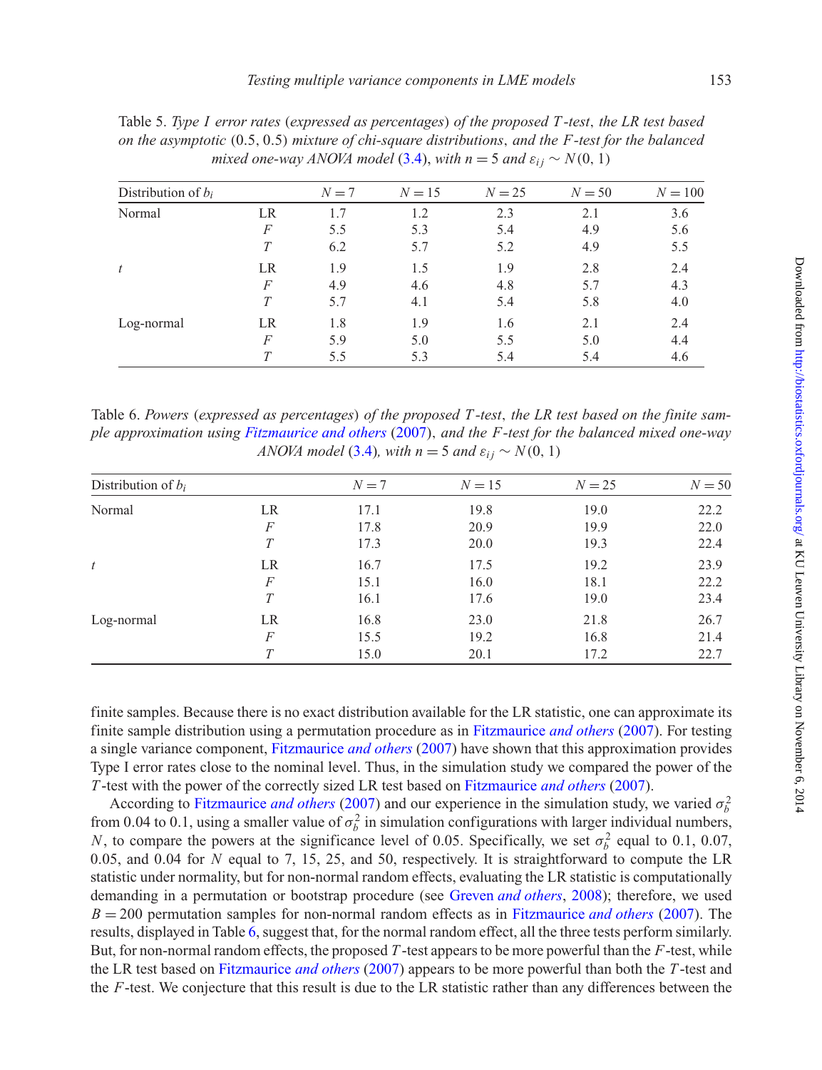Table 5. *Type I error rates* (*expressed as percentages*) *of the proposed* $T$*-test*, *the LR test based on the asymptotic* (0.5, 0.5) *mixture of chi-square distributions*, *and the* $F$*-test for the balanced mixed one-way ANOVA model* (3.4), *with* $n = 5$ *and* $\varepsilon_{ij} \sim N(0, 1)$

| Distribution of $b_i$ | | $N = 7$ | $N = 15$ | $N = 25$ | $N = 50$ | $N = 100$ |
|---|---|---|---|---|---|---|
| Normal | LR | 1.7 | 1.2 | 2.3 | 2.1 | 3.6 |
| | $F$ | 5.5 | 5.3 | 5.4 | 4.9 | 5.6 |
| | $T$ | 6.2 | 5.7 | 5.2 | 4.9 | 5.5 |
| $t$ | LR | 1.9 | 1.5 | 1.9 | 2.8 | 2.4 |
| | $F$ | 4.9 | 4.6 | 4.8 | 5.7 | 4.3 |
| | $T$ | 5.7 | 4.1 | 5.4 | 5.8 | 4.0 |
| Log-normal | LR | 1.8 | 1.9 | 1.6 | 2.1 | 2.4 |
| | $F$ | 5.9 | 5.0 | 5.5 | 5.0 | 4.4 |
| | $T$ | 5.5 | 5.3 | 5.4 | 5.4 | 4.6 |

Table 6. *Powers* (*expressed as percentages*) *of the proposed* $T$*-test*, *the LR test based on the finite sample approximation using* Fitzmaurice *and others* (2007), *and the* $F$*-test for the balanced mixed one-way ANOVA model* (3.4)*, with* $n = 5$ *and* $\varepsilon_{ij} \sim N(0, 1)$

| Distribution of $b_i$ | | $N = 7$ | $N = 15$ | $N = 25$ | $N = 50$ |
|---|---|---|---|---|---|
| Normal | LR | 17.1 | 19.8 | 19.0 | 22.2 |
| | $F$ | 17.8 | 20.9 | 19.9 | 22.0 |
| | $T$ | 17.3 | 20.0 | 19.3 | 22.4 |
| $t$ | LR | 16.7 | 17.5 | 19.2 | 23.9 |
| | $F$ | 15.1 | 16.0 | 18.1 | 22.2 |
| | $T$ | 16.1 | 17.6 | 19.0 | 23.4 |
| Log-normal | LR | 16.8 | 23.0 | 21.8 | 26.7 |
| | $F$ | 15.5 | 19.2 | 16.8 | 21.4 |
| | $T$ | 15.0 | 20.1 | 17.2 | 22.7 |

finite samples. Because there is no exact distribution available for the LR statistic, one can approximate its finite sample distribution using a permutation procedure as in Fitzmaurice *and others* (2007). For testing a single variance component, Fitzmaurice *and others* (2007) have shown that this approximation provides Type I error rates close to the nominal level. Thus, in the simulation study we compared the power of the $T$-test with the power of the correctly sized LR test based on Fitzmaurice *and others* (2007).

According to Fitzmaurice *and others* (2007) and our experience in the simulation study, we varied $\sigma_b^2$ from 0.04 to 0.1, using a smaller value of $\sigma_b^2$ in simulation configurations with larger individual numbers, $N$, to compare the powers at the significance level of 0.05. Specifically, we set $\sigma_b^2$ equal to 0.1, 0.07, 0.05, and 0.04 for $N$ equal to 7, 15, 25, and 50, respectively. It is straightforward to compute the LR statistic under normality, but for non-normal random effects, evaluating the LR statistic is computationally demanding in a permutation or bootstrap procedure (see Greven *and others*, 2008); therefore, we used $B = 200$ permutation samples for non-normal random effects as in Fitzmaurice *and others* (2007). The results, displayed in Table 6, suggest that, for the normal random effect, all the three tests perform similarly. But, for non-normal random effects, the proposed $T$-test appears to be more powerful than the $F$-test, while the LR test based on Fitzmaurice *and others* (2007) appears to be more powerful than both the $T$-test and the $F$-test. We conjecture that this result is due to the LR statistic rather than any differences between the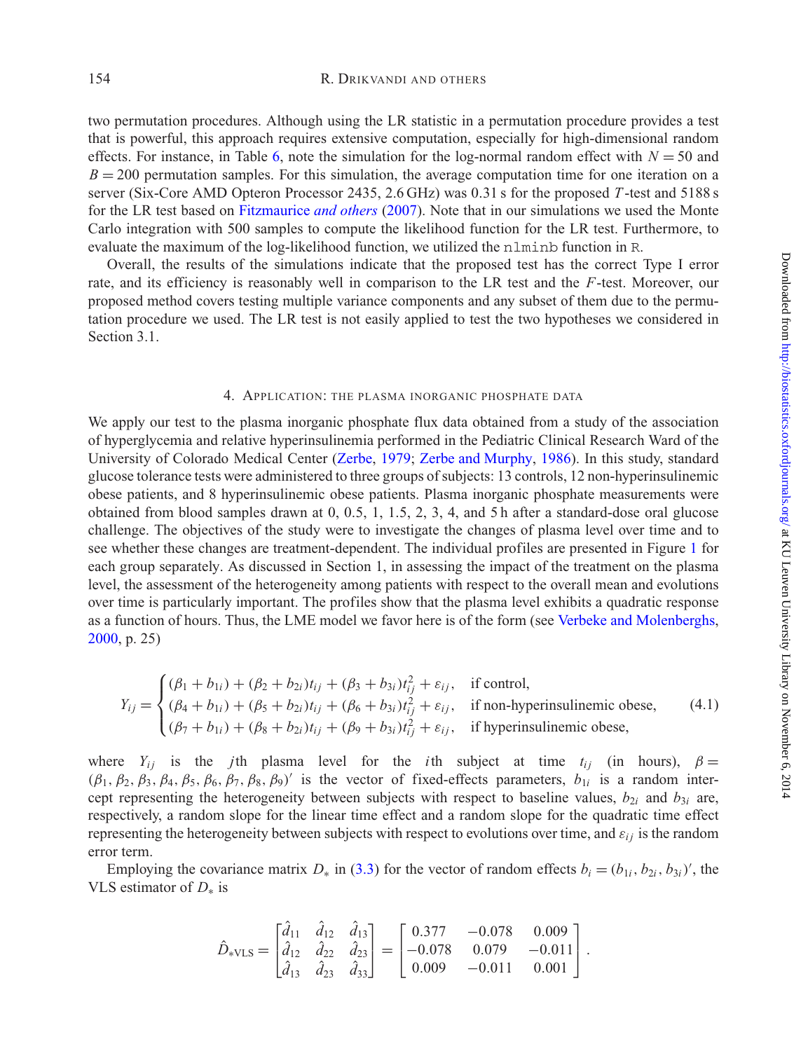two permutation procedures. Although using the LR statistic in a permutation procedure provides a test that is powerful, this approach requires extensive computation, especially for high-dimensional random effects. For instance, in Table 6, note the simulation for the log-normal random effect with $N = 50$ and $B = 200$ permutation samples. For this simulation, the average computation time for one iteration on a server (Six-Core AMD Opteron Processor 2435, 2.6 GHz) was 0.31 s for the proposed $T$-test and 5188 s for the LR test based on Fitzmaurice *and others* (2007). Note that in our simulations we used the Monte Carlo integration with 500 samples to compute the likelihood function for the LR test. Furthermore, to evaluate the maximum of the log-likelihood function, we utilized the `nlminb` function in `R`.

Overall, the results of the simulations indicate that the proposed test has the correct Type I error rate, and its efficiency is reasonably well in comparison to the LR test and the $F$-test. Moreover, our proposed method covers testing multiple variance components and any subset of them due to the permutation procedure we used. The LR test is not easily applied to test the two hypotheses we considered in Section 3.1.

## 4. Application: the plasma inorganic phosphate data

We apply our test to the plasma inorganic phosphate flux data obtained from a study of the association of hyperglycemia and relative hyperinsulinemia performed in the Pediatric Clinical Research Ward of the University of Colorado Medical Center (Zerbe, 1979; Zerbe and Murphy, 1986). In this study, standard glucose tolerance tests were administered to three groups of subjects: 13 controls, 12 non-hyperinsulinemic obese patients, and 8 hyperinsulinemic obese patients. Plasma inorganic phosphate measurements were obtained from blood samples drawn at 0, 0.5, 1, 1.5, 2, 3, 4, and 5 h after a standard-dose oral glucose challenge. The objectives of the study were to investigate the changes of plasma level over time and to see whether these changes are treatment-dependent. The individual profiles are presented in Figure 1 for each group separately. As discussed in Section 1, in assessing the impact of the treatment on the plasma level, the assessment of the heterogeneity among patients with respect to the overall mean and evolutions over time is particularly important. The profiles show that the plasma level exhibits a quadratic response as a function of hours. Thus, the LME model we favor here is of the form (see Verbeke and Molenberghs, 2000, p. 25)

$$
Y_{ij} = \begin{cases} (\beta_1 + b_{1i}) + (\beta_2 + b_{2i})t_{ij} + (\beta_3 + b_{3i})t_{ij}^2 + \varepsilon_{ij}, & \text{if control,} \\ (\beta_4 + b_{1i}) + (\beta_5 + b_{2i})t_{ij} + (\beta_6 + b_{3i})t_{ij}^2 + \varepsilon_{ij}, & \text{if non-hyperinsulinemic obese,} \\ (\beta_7 + b_{1i}) + (\beta_8 + b_{2i})t_{ij} + (\beta_9 + b_{3i})t_{ij}^2 + \varepsilon_{ij}, & \text{if hyperinsulinemic obese,} \end{cases} \tag{4.1}
$$

where $Y_{ij}$ is the $j$th plasma level for the $i$th subject at time $t_{ij}$ (in hours), $\beta = (\beta_1, \beta_2, \beta_3, \beta_4, \beta_5, \beta_6, \beta_7, \beta_8, \beta_9)'$ is the vector of fixed-effects parameters, $b_{1i}$ is a random intercept representing the heterogeneity between subjects with respect to baseline values, $b_{2i}$ and $b_{3i}$ are, respectively, a random slope for the linear time effect and a random slope for the quadratic time effect representing the heterogeneity between subjects with respect to evolutions over time, and $\varepsilon_{ij}$ is the random error term.

Employing the covariance matrix $D_*$ in (3.3) for the vector of random effects $b_i = (b_{1i}, b_{2i}, b_{3i})'$, the VLS estimator of $D_*$ is

$$
\hat{D}_{*\mathrm{VLS}} = \begin{bmatrix} \hat{d}_{11} & \hat{d}_{12} & \hat{d}_{13} \\ \hat{d}_{12} & \hat{d}_{22} & \hat{d}_{23} \\ \hat{d}_{13} & \hat{d}_{23} & \hat{d}_{33} \end{bmatrix} = \begin{bmatrix} 0.377 & -0.078 & 0.009 \\ -0.078 & 0.079 & -0.011 \\ 0.009 & -0.011 & 0.001 \end{bmatrix}.
$$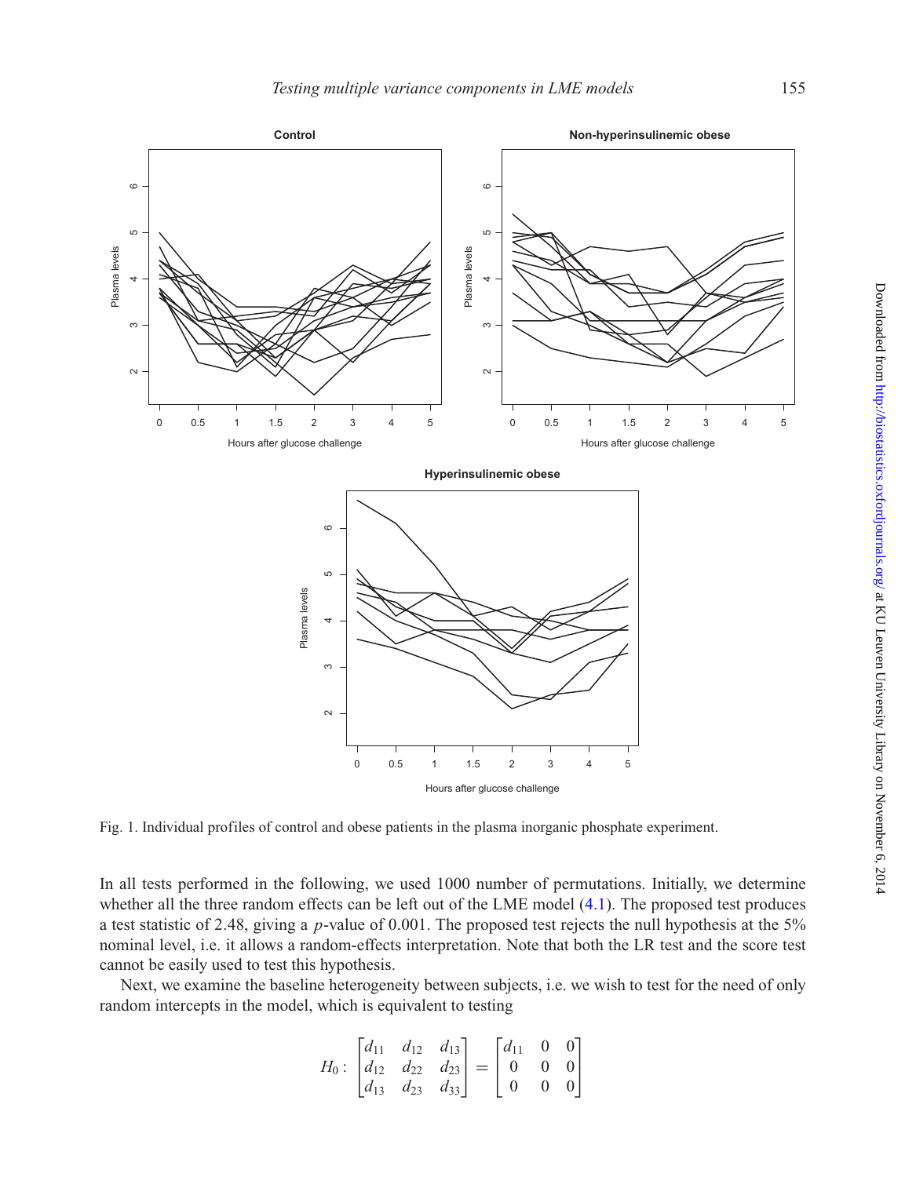Control

Plasma levels

6
5
4
3
2

0 0.5 1 1.5 2 3 4 5

Hours after glucose challenge

Non-hyperinsulinemic obese

Plasma levels

6
5
4
3
2

0 0.5 1 1.5 2 3 4 5

Hours after glucose challenge

Hyperinsulinemic obese

Plasma levels

6
5
4
3
2

0 0.5 1 1.5 2 3 4 5

Hours after glucose challenge

Fig. 1. Individual profiles of control and obese patients in the plasma inorganic phosphate experiment.

In all tests performed in the following, we used 1000 number of permutations. Initially, we determine whether all the three random effects can be left out of the LME model (4.1). The proposed test produces a test statistic of 2.48, giving a $p$-value of 0.001. The proposed test rejects the null hypothesis at the 5% nominal level, i.e. it allows a random-effects interpretation. Note that both the LR test and the score test cannot be easily used to test this hypothesis.

Next, we examine the baseline heterogeneity between subjects, i.e. we wish to test for the need of only random intercepts in the model, which is equivalent to testing

$$H_0 : \begin{bmatrix} d_{11} & d_{12} & d_{13} \\ d_{12} & d_{22} & d_{23} \\ d_{13} & d_{23} & d_{33} \end{bmatrix} = \begin{bmatrix} d_{11} & 0 & 0 \\ 0 & 0 & 0 \\ 0 & 0 & 0 \end{bmatrix}$$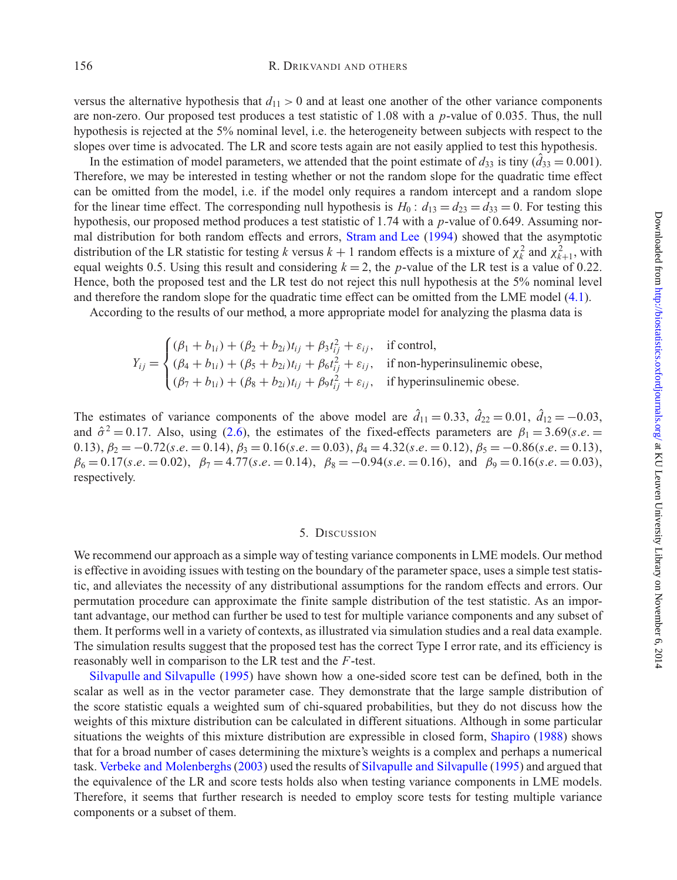versus the alternative hypothesis that $d_{11} > 0$ and at least one another of the other variance components are non-zero. Our proposed test produces a test statistic of 1.08 with a $p$-value of 0.035. Thus, the null hypothesis is rejected at the 5% nominal level, i.e. the heterogeneity between subjects with respect to the slopes over time is advocated. The LR and score tests again are not easily applied to test this hypothesis.

In the estimation of model parameters, we attended that the point estimate of $d_{33}$ is tiny ($\hat{d}_{33} = 0.001$). Therefore, we may be interested in testing whether or not the random slope for the quadratic time effect can be omitted from the model, i.e. if the model only requires a random intercept and a random slope for the linear time effect. The corresponding null hypothesis is $H_0 : d_{13} = d_{23} = d_{33} = 0$. For testing this hypothesis, our proposed method produces a test statistic of 1.74 with a $p$-value of 0.649. Assuming normal distribution for both random effects and errors, Stram and Lee (1994) showed that the asymptotic distribution of the LR statistic for testing $k$ versus $k+1$ random effects is a mixture of $\chi^2_k$ and $\chi^2_{k+1}$, with equal weights 0.5. Using this result and considering $k = 2$, the $p$-value of the LR test is a value of 0.22. Hence, both the proposed test and the LR test do not reject this null hypothesis at the 5% nominal level and therefore the random slope for the quadratic time effect can be omitted from the LME model (4.1).

According to the results of our method, a more appropriate model for analyzing the plasma data is

$$Y_{ij} = \begin{cases} (\beta_1 + b_{1i}) + (\beta_2 + b_{2i})t_{ij} + \beta_3 t_{ij}^2 + \varepsilon_{ij}, & \text{if control,} \\ (\beta_4 + b_{1i}) + (\beta_5 + b_{2i})t_{ij} + \beta_6 t_{ij}^2 + \varepsilon_{ij}, & \text{if non-hyperinsulinemic obese,} \\ (\beta_7 + b_{1i}) + (\beta_8 + b_{2i})t_{ij} + \beta_9 t_{ij}^2 + \varepsilon_{ij}, & \text{if hyperinsulinemic obese.} \end{cases}$$

The estimates of variance components of the above model are $\hat{d}_{11} = 0.33$, $\hat{d}_{22} = 0.01$, $\hat{d}_{12} = -0.03$, and $\hat{\sigma}^2 = 0.17$. Also, using (2.6), the estimates of the fixed-effects parameters are $\beta_1 = 3.69 (s.e. = 0.13)$, $\beta_2 = -0.72 (s.e. = 0.14)$, $\beta_3 = 0.16 (s.e. = 0.03)$, $\beta_4 = 4.32 (s.e. = 0.12)$, $\beta_5 = -0.86 (s.e. = 0.13)$, $\beta_6 = 0.17 (s.e. = 0.02)$, $\beta_7 = 4.77 (s.e. = 0.14)$, $\beta_8 = -0.94 (s.e. = 0.16)$, and $\beta_9 = 0.16 (s.e. = 0.03)$, respectively.

## 5. Discussion

We recommend our approach as a simple way of testing variance components in LME models. Our method is effective in avoiding issues with testing on the boundary of the parameter space, uses a simple test statistic, and alleviates the necessity of any distributional assumptions for the random effects and errors. Our permutation procedure can approximate the finite sample distribution of the test statistic. As an important advantage, our method can further be used to test for multiple variance components and any subset of them. It performs well in a variety of contexts, as illustrated via simulation studies and a real data example. The simulation results suggest that the proposed test has the correct Type I error rate, and its efficiency is reasonably well in comparison to the LR test and the $F$-test.

Silvapulle and Silvapulle (1995) have shown how a one-sided score test can be defined, both in the scalar as well as in the vector parameter case. They demonstrate that the large sample distribution of the score statistic equals a weighted sum of chi-squared probabilities, but they do not discuss how the weights of this mixture distribution can be calculated in different situations. Although in some particular situations the weights of this mixture distribution are expressible in closed form, Shapiro (1988) shows that for a broad number of cases determining the mixture's weights is a complex and perhaps a numerical task. Verbeke and Molenberghs (2003) used the results of Silvapulle and Silvapulle (1995) and argued that the equivalence of the LR and score tests holds also when testing variance components in LME models. Therefore, it seems that further research is needed to employ score tests for testing multiple variance components or a subset of them.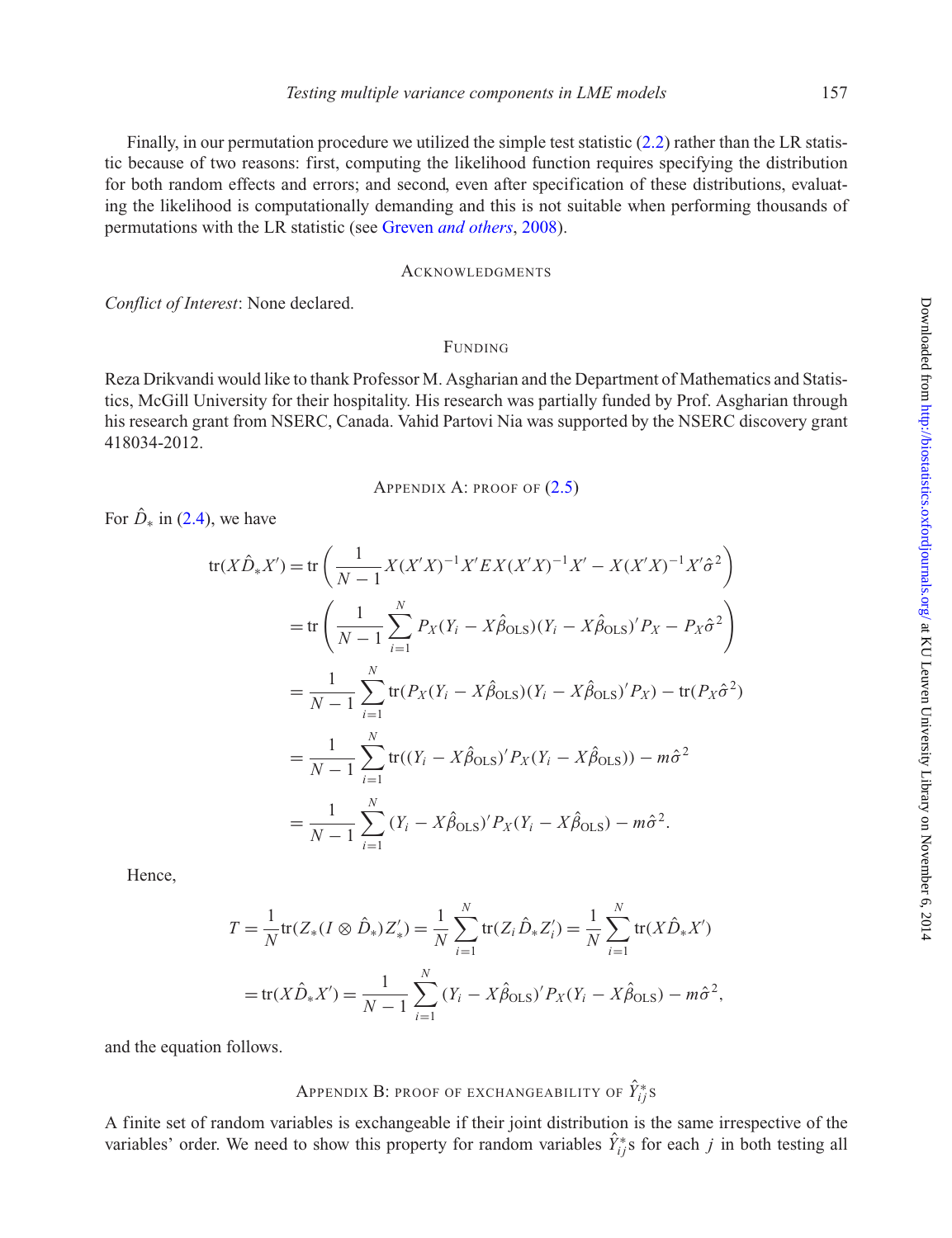Finally, in our permutation procedure we utilized the simple test statistic (2.2) rather than the LR statistic because of two reasons: first, computing the likelihood function requires specifying the distribution for both random effects and errors; and second, even after specification of these distributions, evaluating the likelihood is computationally demanding and this is not suitable when performing thousands of permutations with the LR statistic (see Greven *and others*, 2008).

## Acknowledgments

*Conflict of Interest*: None declared.

## Funding

Reza Drikvandi would like to thank Professor M. Asgharian and the Department of Mathematics and Statistics, McGill University for their hospitality. His research was partially funded by Prof. Asgharian through his research grant from NSERC, Canada. Vahid Partovi Nia was supported by the NSERC discovery grant 418034-2012.

## Appendix A: proof of (2.5)

For $\hat{D}_*$ in (2.4), we have

$$
\begin{aligned}
\operatorname{tr}(X\hat{D}_*X') &= \operatorname{tr}\left(\frac{1}{N-1}X(X'X)^{-1}X'EX(X'X)^{-1}X' - X(X'X)^{-1}X'\hat{\sigma}^2\right)\\
&= \operatorname{tr}\left(\frac{1}{N-1}\sum_{i=1}^{N}P_X(Y_i - X\hat{\beta}_{\mathrm{OLS}})(Y_i - X\hat{\beta}_{\mathrm{OLS}})'P_X - P_X\hat{\sigma}^2\right)\\
&= \frac{1}{N-1}\sum_{i=1}^{N}\operatorname{tr}(P_X(Y_i - X\hat{\beta}_{\mathrm{OLS}})(Y_i - X\hat{\beta}_{\mathrm{OLS}})'P_X) - \operatorname{tr}(P_X\hat{\sigma}^2)\\
&= \frac{1}{N-1}\sum_{i=1}^{N}\operatorname{tr}((Y_i - X\hat{\beta}_{\mathrm{OLS}})'P_X(Y_i - X\hat{\beta}_{\mathrm{OLS}})) - m\hat{\sigma}^2\\
&= \frac{1}{N-1}\sum_{i=1}^{N}(Y_i - X\hat{\beta}_{\mathrm{OLS}})'P_X(Y_i - X\hat{\beta}_{\mathrm{OLS}}) - m\hat{\sigma}^2.
\end{aligned}
$$

Hence,

$$
\begin{aligned}
T &= \frac{1}{N}\operatorname{tr}(Z_*(I\otimes\hat{D}_*)Z_*') = \frac{1}{N}\sum_{i=1}^{N}\operatorname{tr}(Z_i\hat{D}_*Z_i') = \frac{1}{N}\sum_{i=1}^{N}\operatorname{tr}(X\hat{D}_*X')\\
&= \operatorname{tr}(X\hat{D}_*X') = \frac{1}{N-1}\sum_{i=1}^{N}(Y_i - X\hat{\beta}_{\mathrm{OLS}})'P_X(Y_i - X\hat{\beta}_{\mathrm{OLS}}) - m\hat{\sigma}^2,
\end{aligned}
$$

and the equation follows.

## Appendix B: proof of exchangeability of $\hat{Y}_{ij}^*$s

A finite set of random variables is exchangeable if their joint distribution is the same irrespective of the variables' order. We need to show this property for random variables $\hat{Y}_{ij}^*$s for each $j$ in both testing all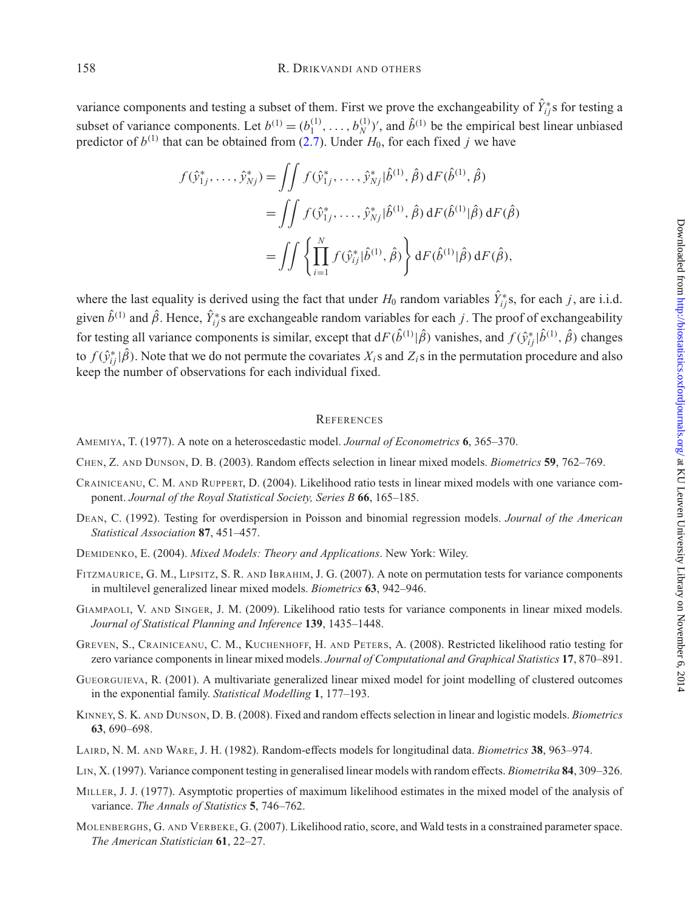variance components and testing a subset of them. First we prove the exchangeability of $\hat{Y}_{ij}^*$s for testing a subset of variance components. Let $b^{(1)} = (b_1^{(1)}, \ldots, b_N^{(1)})'$, and $\hat{b}^{(1)}$ be the empirical best linear unbiased predictor of $b^{(1)}$ that can be obtained from (2.7). Under $H_0$, for each fixed $j$ we have

$$
\begin{aligned}
f(\hat{y}_{1j}^*, \ldots, \hat{y}_{Nj}^*) &= \iint f(\hat{y}_{1j}^*, \ldots, \hat{y}_{Nj}^* | \hat{b}^{(1)}, \hat{\beta}) \, \mathrm{d}F(\hat{b}^{(1)}, \hat{\beta}) \\
&= \iint f(\hat{y}_{1j}^*, \ldots, \hat{y}_{Nj}^* | \hat{b}^{(1)}, \hat{\beta}) \, \mathrm{d}F(\hat{b}^{(1)} | \hat{\beta}) \, \mathrm{d}F(\hat{\beta}) \\
&= \iint \left\{ \prod_{i=1}^{N} f(\hat{y}_{ij}^* | \hat{b}^{(1)}, \hat{\beta}) \right\} \mathrm{d}F(\hat{b}^{(1)} | \hat{\beta}) \, \mathrm{d}F(\hat{\beta}),
\end{aligned}
$$

where the last equality is derived using the fact that under $H_0$ random variables $\hat{Y}_{ij}^*$s, for each $j$, are i.i.d. given $\hat{b}^{(1)}$ and $\hat{\beta}$. Hence, $\hat{Y}_{ij}^*$s are exchangeable random variables for each $j$. The proof of exchangeability for testing all variance components is similar, except that $\mathrm{d}F(\hat{b}^{(1)} | \hat{\beta})$ vanishes, and $f(\hat{y}_{ij}^* | \hat{b}^{(1)}, \hat{\beta})$ changes to $f(\hat{y}_{ij}^* | \hat{\beta})$. Note that we do not permute the covariates $X_i$s and $Z_i$s in the permutation procedure and also keep the number of observations for each individual fixed.

## References

Amemiya, T. (1977). A note on a heteroscedastic model. *Journal of Econometrics* **6**, 365–370.

Chen, Z. and Dunson, D. B. (2003). Random effects selection in linear mixed models. *Biometrics* **59**, 762–769.

Crainiceanu, C. M. and Ruppert, D. (2004). Likelihood ratio tests in linear mixed models with one variance component. *Journal of the Royal Statistical Society, Series B* **66**, 165–185.

Dean, C. (1992). Testing for overdispersion in Poisson and binomial regression models. *Journal of the American Statistical Association* **87**, 451–457.

Demidenko, E. (2004). *Mixed Models: Theory and Applications*. New York: Wiley.

Fitzmaurice, G. M., Lipsitz, S. R. and Ibrahim, J. G. (2007). A note on permutation tests for variance components in multilevel generalized linear mixed models. *Biometrics* **63**, 942–946.

Giampaoli, V. and Singer, J. M. (2009). Likelihood ratio tests for variance components in linear mixed models. *Journal of Statistical Planning and Inference* **139**, 1435–1448.

Greven, S., Crainiceanu, C. M., Kuchenhoff, H. and Peters, A. (2008). Restricted likelihood ratio testing for zero variance components in linear mixed models. *Journal of Computational and Graphical Statistics* **17**, 870–891.

Gueorguieva, R. (2001). A multivariate generalized linear mixed model for joint modelling of clustered outcomes in the exponential family. *Statistical Modelling* **1**, 177–193.

Kinney, S. K. and Dunson, D. B. (2008). Fixed and random effects selection in linear and logistic models. *Biometrics* **63**, 690–698.

Laird, N. M. and Ware, J. H. (1982). Random-effects models for longitudinal data. *Biometrics* **38**, 963–974.

Lin, X. (1997). Variance component testing in generalised linear models with random effects. *Biometrika* **84**, 309–326.

Miller, J. J. (1977). Asymptotic properties of maximum likelihood estimates in the mixed model of the analysis of variance. *The Annals of Statistics* **5**, 746–762.

Molenberghs, G. and Verbeke, G. (2007). Likelihood ratio, score, and Wald tests in a constrained parameter space. *The American Statistician* **61**, 22–27.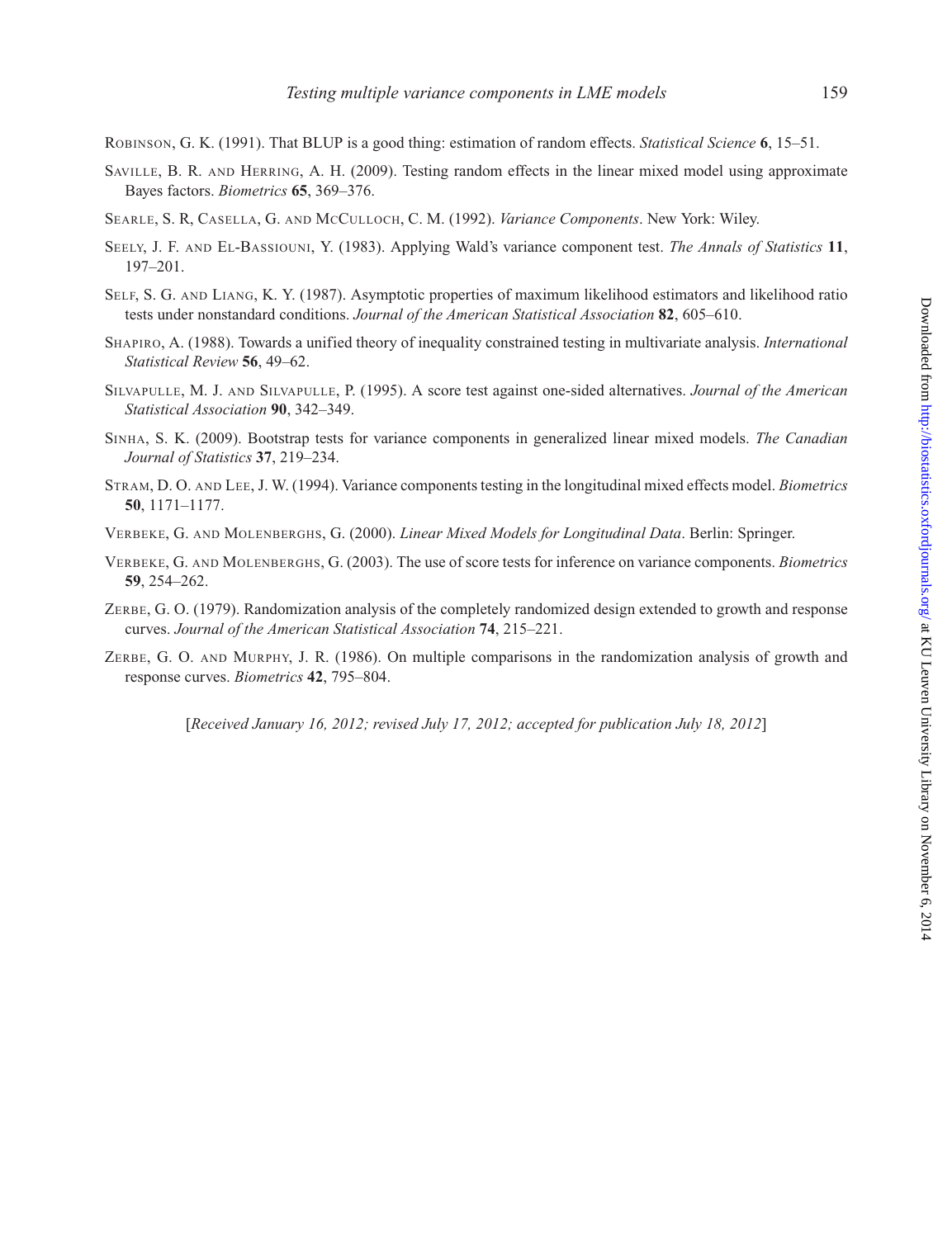Robinson, G. K. (1991). That BLUP is a good thing: estimation of random effects. *Statistical Science* **6**, 15–51.

Saville, B. R. and Herring, A. H. (2009). Testing random effects in the linear mixed model using approximate Bayes factors. *Biometrics* **65**, 369–376.

Searle, S. R, Casella, G. and McCulloch, C. M. (1992). *Variance Components*. New York: Wiley.

Seely, J. F. and El-Bassiouni, Y. (1983). Applying Wald's variance component test. *The Annals of Statistics* **11**, 197–201.

Self, S. G. and Liang, K. Y. (1987). Asymptotic properties of maximum likelihood estimators and likelihood ratio tests under nonstandard conditions. *Journal of the American Statistical Association* **82**, 605–610.

Shapiro, A. (1988). Towards a unified theory of inequality constrained testing in multivariate analysis. *International Statistical Review* **56**, 49–62.

Silvapulle, M. J. and Silvapulle, P. (1995). A score test against one-sided alternatives. *Journal of the American Statistical Association* **90**, 342–349.

Sinha, S. K. (2009). Bootstrap tests for variance components in generalized linear mixed models. *The Canadian Journal of Statistics* **37**, 219–234.

Stram, D. O. and Lee, J. W. (1994). Variance components testing in the longitudinal mixed effects model. *Biometrics* **50**, 1171–1177.

Verbeke, G. and Molenberghs, G. (2000). *Linear Mixed Models for Longitudinal Data*. Berlin: Springer.

Verbeke, G. and Molenberghs, G. (2003). The use of score tests for inference on variance components. *Biometrics* **59**, 254–262.

Zerbe, G. O. (1979). Randomization analysis of the completely randomized design extended to growth and response curves. *Journal of the American Statistical Association* **74**, 215–221.

Zerbe, G. O. and Murphy, J. R. (1986). On multiple comparisons in the randomization analysis of growth and response curves. *Biometrics* **42**, 795–804.

[*Received January 16, 2012; revised July 17, 2012; accepted for publication July 18, 2012*]